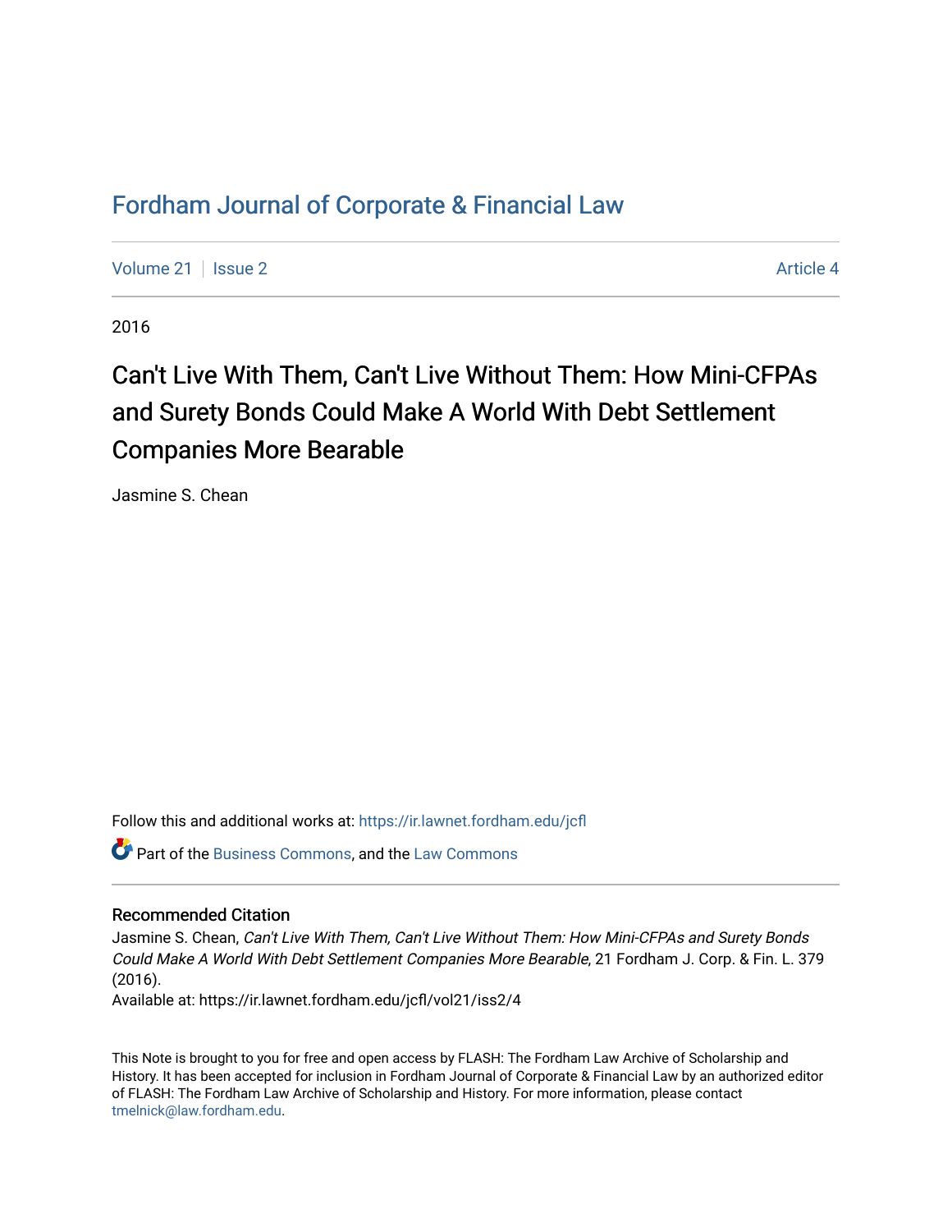# Fordham Journal of Corporate & Financial Law

Volume 21 | Issue 2 | Article 4

2016

## Can't Live With Them, Can't Live Without Them: How Mini-CFPAs and Surety Bonds Could Make A World With Debt Settlement Companies More Bearable

Jasmine S. Chean

Follow this and additional works at: https://ir.lawnet.fordham.edu/jcfl

Part of the Business Commons, and the Law Commons

### Recommended Citation

Jasmine S. Chean, *Can't Live With Them, Can't Live Without Them: How Mini-CFPAs and Surety Bonds Could Make A World With Debt Settlement Companies More Bearable*, 21 Fordham J. Corp. & Fin. L. 379 (2016).

Available at: https://ir.lawnet.fordham.edu/jcfl/vol21/iss2/4

This Note is brought to you for free and open access by FLASH: The Fordham Law Archive of Scholarship and History. It has been accepted for inclusion in Fordham Journal of Corporate & Financial Law by an authorized editor of FLASH: The Fordham Law Archive of Scholarship and History. For more information, please contact tmelnick@law.fordham.edu.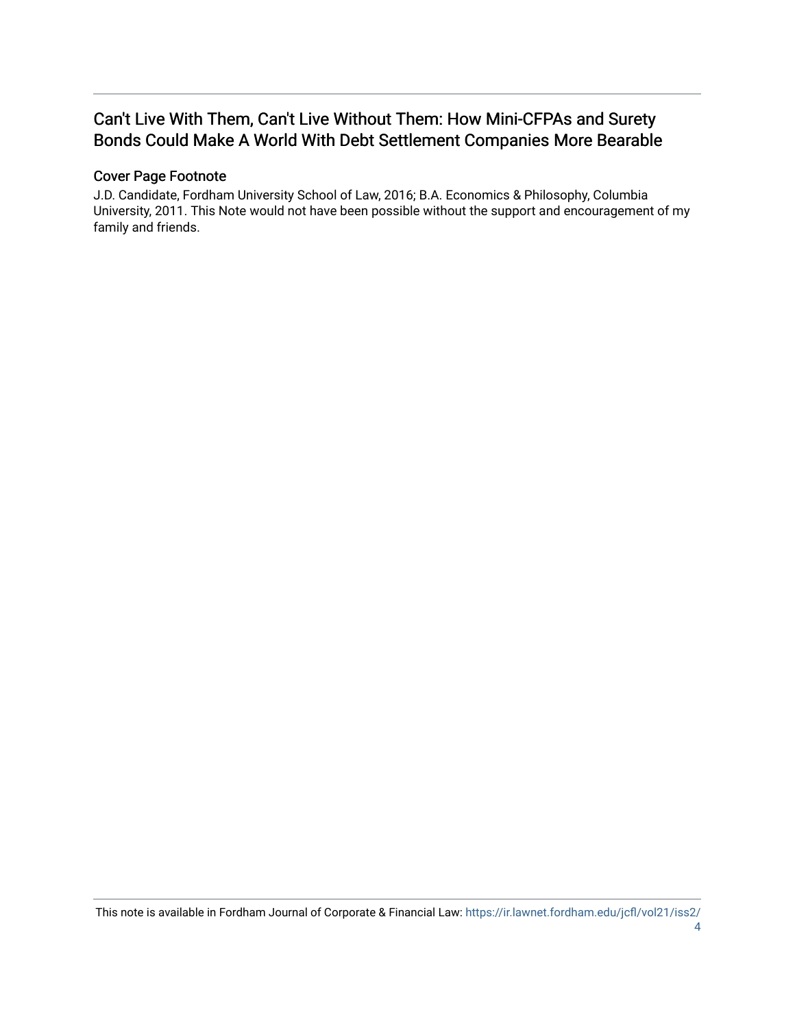## Can't Live With Them, Can't Live Without Them: How Mini-CFPAs and Surety Bonds Could Make A World With Debt Settlement Companies More Bearable

### Cover Page Footnote

J.D. Candidate, Fordham University School of Law, 2016; B.A. Economics & Philosophy, Columbia University, 2011. This Note would not have been possible without the support and encouragement of my family and friends.

This note is available in Fordham Journal of Corporate & Financial Law: https://ir.lawnet.fordham.edu/jcfl/vol21/iss2/4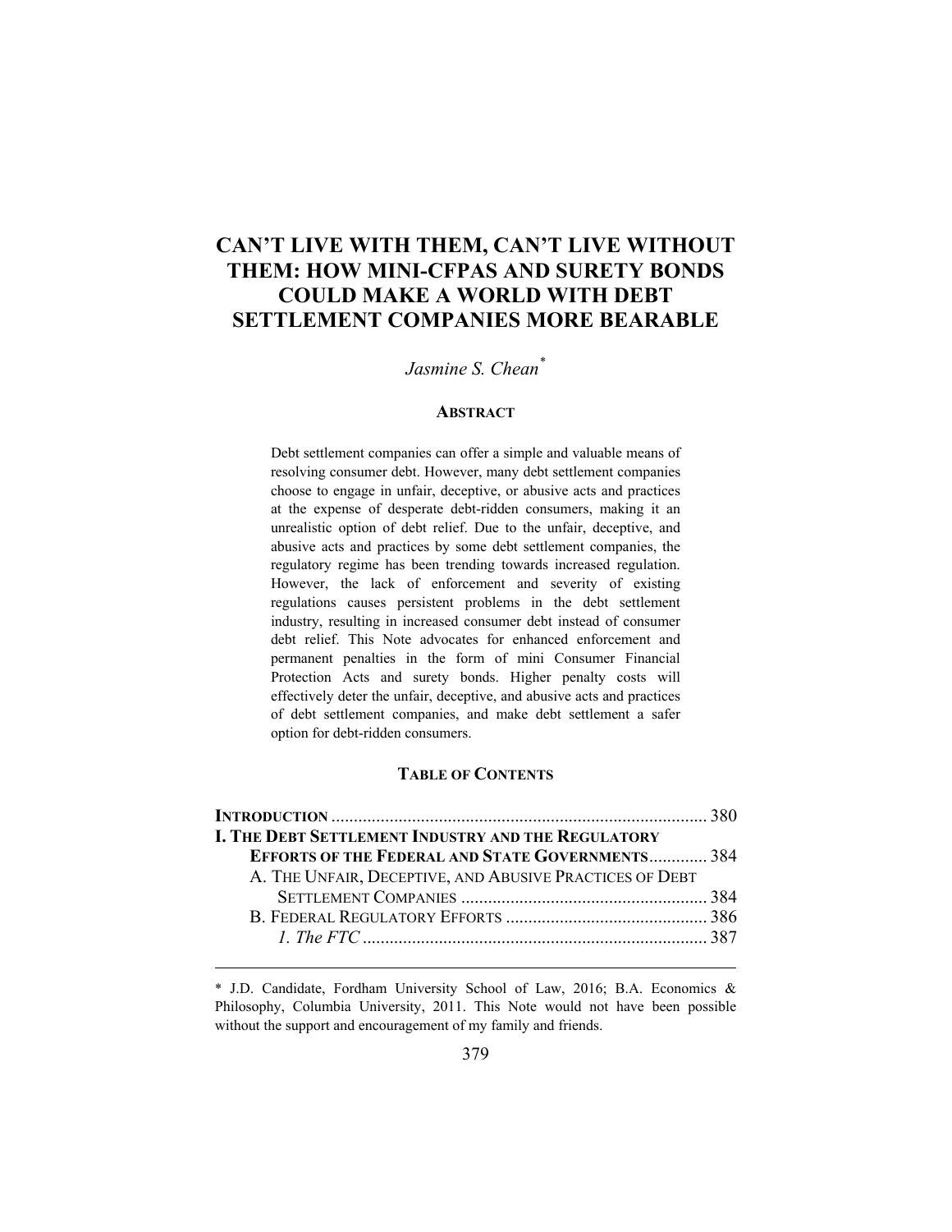# CAN'T LIVE WITH THEM, CAN'T LIVE WITHOUT THEM: HOW MINI-CFPAS AND SURETY BONDS COULD MAKE A WORLD WITH DEBT SETTLEMENT COMPANIES MORE BEARABLE

*Jasmine S. Chean*[*]

## ABSTRACT

Debt settlement companies can offer a simple and valuable means of resolving consumer debt. However, many debt settlement companies choose to engage in unfair, deceptive, or abusive acts and practices at the expense of desperate debt-ridden consumers, making it an unrealistic option of debt relief. Due to the unfair, deceptive, and abusive acts and practices by some debt settlement companies, the regulatory regime has been trending towards increased regulation. However, the lack of enforcement and severity of existing regulations causes persistent problems in the debt settlement industry, resulting in increased consumer debt instead of consumer debt relief. This Note advocates for enhanced enforcement and permanent penalties in the form of mini Consumer Financial Protection Acts and surety bonds. Higher penalty costs will effectively deter the unfair, deceptive, and abusive acts and practices of debt settlement companies, and make debt settlement a safer option for debt-ridden consumers.

## TABLE OF CONTENTS

**INTRODUCTION** .................................................................................. 380

**I. THE DEBT SETTLEMENT INDUSTRY AND THE REGULATORY EFFORTS OF THE FEDERAL AND STATE GOVERNMENTS** ............ 384

- A. THE UNFAIR, DECEPTIVE, AND ABUSIVE PRACTICES OF DEBT SETTLEMENT COMPANIES ...................................................... 384
- B. FEDERAL REGULATORY EFFORTS ............................................ 386
  - *1. The FTC* ............................................................................ 387

---

[*] J.D. Candidate, Fordham University School of Law, 2016; B.A. Economics & Philosophy, Columbia University, 2011. This Note would not have been possible without the support and encouragement of my family and friends.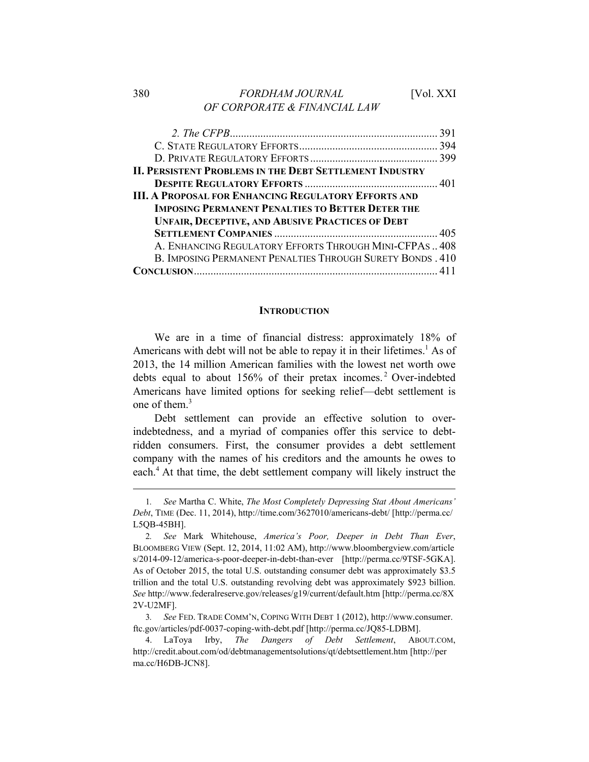| | |
|---|---|
| *2. The CFPB* | 391 |
| C. STATE REGULATORY EFFORTS | 394 |
| D. PRIVATE REGULATORY EFFORTS | 399 |
| **II. PERSISTENT PROBLEMS IN THE DEBT SETTLEMENT INDUSTRY DESPITE REGULATORY EFFORTS** | 401 |
| **III. A PROPOSAL FOR ENHANCING REGULATORY EFFORTS AND IMPOSING PERMANENT PENALTIES TO BETTER DETER THE UNFAIR, DECEPTIVE, AND ABUSIVE PRACTICES OF DEBT SETTLEMENT COMPANIES** | 405 |
| A. ENHANCING REGULATORY EFFORTS THROUGH MINI-CFPAS | 408 |
| B. IMPOSING PERMANENT PENALTIES THROUGH SURETY BONDS | 410 |
| **CONCLUSION** | 411 |

## INTRODUCTION

We are in a time of financial distress: approximately 18% of Americans with debt will not be able to repay it in their lifetimes.[1] As of 2013, the 14 million American families with the lowest net worth owe debts equal to about 156% of their pretax incomes.[2] Over-indebted Americans have limited options for seeking relief—debt settlement is one of them.[3]

Debt settlement can provide an effective solution to over-indebtedness, and a myriad of companies offer this service to debt-ridden consumers. First, the consumer provides a debt settlement company with the names of his creditors and the amounts he owes to each.[4] At that time, the debt settlement company will likely instruct the

---

1. *See* Martha C. White, *The Most Completely Depressing Stat About Americans' Debt*, TIME (Dec. 11, 2014), http://time.com/3627010/americans-debt/ [http://perma.cc/L5QB-45BH].

2. *See* Mark Whitehouse, *America's Poor, Deeper in Debt Than Ever*, BLOOMBERG VIEW (Sept. 12, 2014, 11:02 AM), http://www.bloombergview.com/articles/2014-09-12/america-s-poor-deeper-in-debt-than-ever [http://perma.cc/9TSF-5GKA]. As of October 2015, the total U.S. outstanding consumer debt was approximately $3.5 trillion and the total U.S. outstanding revolving debt was approximately $923 billion. *See* http://www.federalreserve.gov/releases/g19/current/default.htm [http://perma.cc/8X2V-U2MF].

3. *See* FED. TRADE COMM'N, COPING WITH DEBT 1 (2012), http://www.consumer.ftc.gov/articles/pdf-0037-coping-with-debt.pdf [http://perma.cc/JQ85-LDBM].

4. LaToya Irby, *The Dangers of Debt Settlement*, ABOUT.COM, http://credit.about.com/od/debtmanagementsolutions/qt/debtsettlement.htm [http://perma.cc/H6DB-JCN8].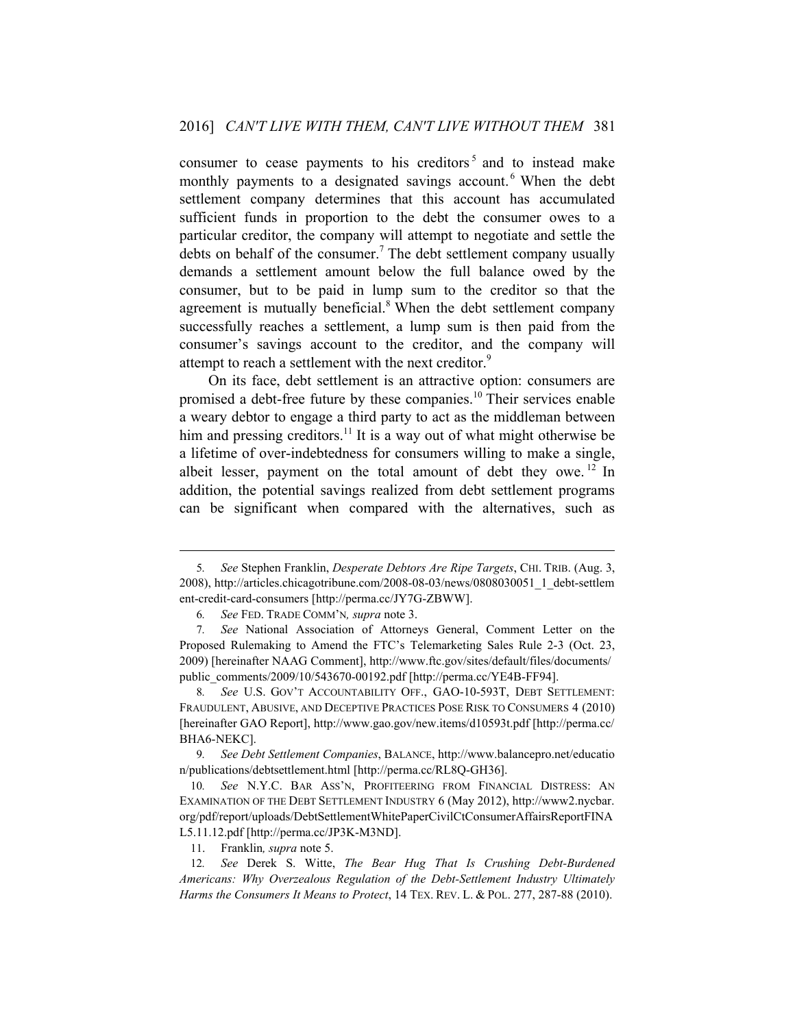consumer to cease payments to his creditors[5] and to instead make monthly payments to a designated savings account.[6] When the debt settlement company determines that this account has accumulated sufficient funds in proportion to the debt the consumer owes to a particular creditor, the company will attempt to negotiate and settle the debts on behalf of the consumer.[7] The debt settlement company usually demands a settlement amount below the full balance owed by the consumer, but to be paid in lump sum to the creditor so that the agreement is mutually beneficial.[8] When the debt settlement company successfully reaches a settlement, a lump sum is then paid from the consumer's savings account to the creditor, and the company will attempt to reach a settlement with the next creditor.[9]

On its face, debt settlement is an attractive option: consumers are promised a debt-free future by these companies.[10] Their services enable a weary debtor to engage a third party to act as the middleman between him and pressing creditors.[11] It is a way out of what might otherwise be a lifetime of over-indebtedness for consumers willing to make a single, albeit lesser, payment on the total amount of debt they owe.[12] In addition, the potential savings realized from debt settlement programs can be significant when compared with the alternatives, such as

---

5. *See* Stephen Franklin, *Desperate Debtors Are Ripe Targets*, CHI. TRIB. (Aug. 3, 2008), http://articles.chicagotribune.com/2008-08-03/news/0808030051_1_debt-settlement-credit-card-consumers [http://perma.cc/JY7G-ZBWW].

6. *See* FED. TRADE COMM'N*, supra* note 3.

7. *See* National Association of Attorneys General, Comment Letter on the Proposed Rulemaking to Amend the FTC's Telemarketing Sales Rule 2-3 (Oct. 23, 2009) [hereinafter NAAG Comment], http://www.ftc.gov/sites/default/files/documents/public_comments/2009/10/543670-00192.pdf [http://perma.cc/YE4B-FF94].

8. *See* U.S. GOV'T ACCOUNTABILITY OFF., GAO-10-593T, DEBT SETTLEMENT: FRAUDULENT, ABUSIVE, AND DECEPTIVE PRACTICES POSE RISK TO CONSUMERS 4 (2010) [hereinafter GAO Report], http://www.gao.gov/new.items/d10593t.pdf [http://perma.cc/BHA6-NEKC].

9. *See Debt Settlement Companies*, BALANCE, http://www.balancepro.net/education/publications/debtsettlement.html [http://perma.cc/RL8Q-GH36].

10. *See* N.Y.C. BAR ASS'N, PROFITEERING FROM FINANCIAL DISTRESS: AN EXAMINATION OF THE DEBT SETTLEMENT INDUSTRY 6 (May 2012), http://www2.nycbar.org/pdf/report/uploads/DebtSettlementWhitePaperCivilCtConsumerAffairsReportFINAL5.11.12.pdf [http://perma.cc/JP3K-M3ND].

11. Franklin*, supra* note 5.

12. *See* Derek S. Witte, *The Bear Hug That Is Crushing Debt-Burdened Americans: Why Overzealous Regulation of the Debt-Settlement Industry Ultimately Harms the Consumers It Means to Protect*, 14 TEX. REV. L. & POL. 277, 287-88 (2010).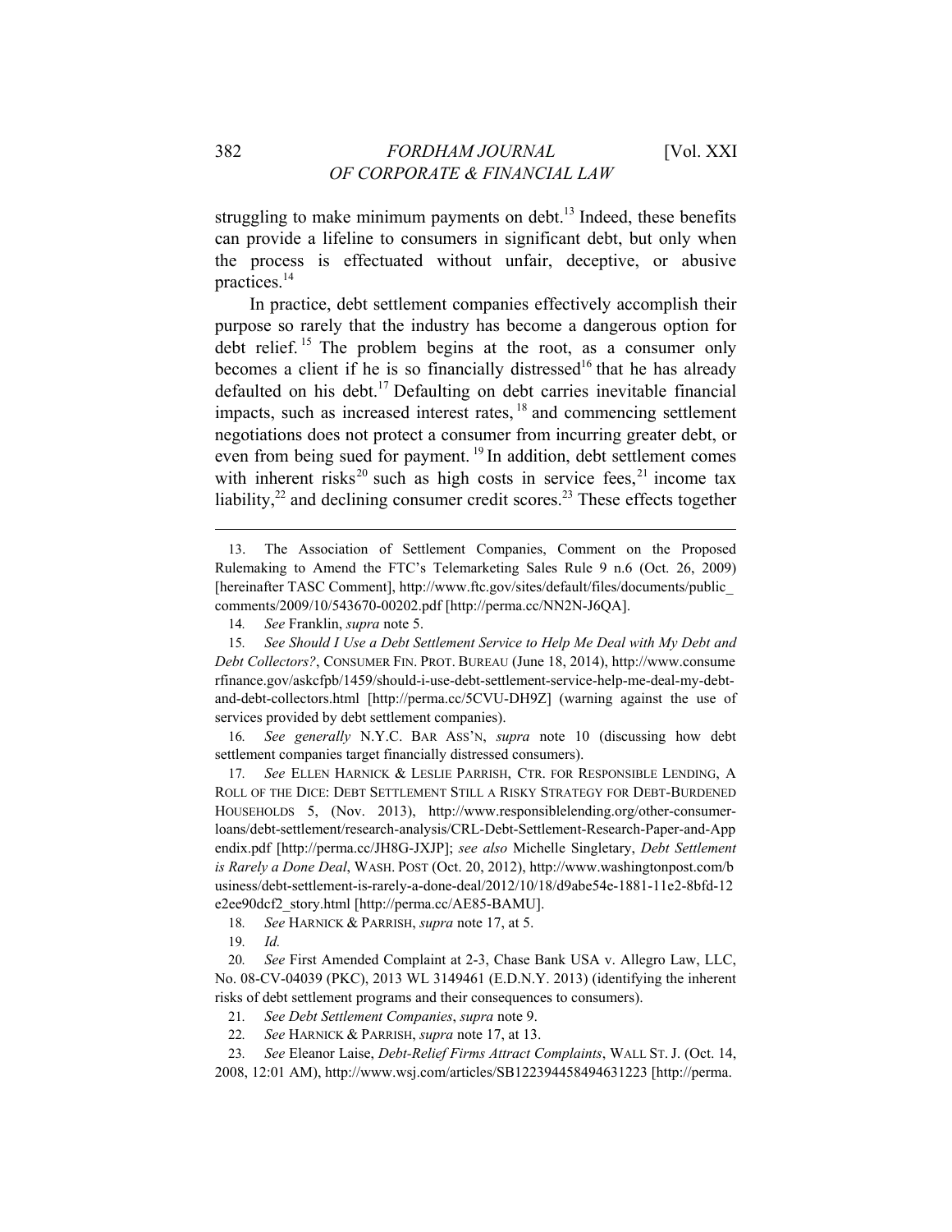struggling to make minimum payments on debt.[13] Indeed, these benefits can provide a lifeline to consumers in significant debt, but only when the process is effectuated without unfair, deceptive, or abusive practices.[14]

In practice, debt settlement companies effectively accomplish their purpose so rarely that the industry has become a dangerous option for debt relief.[15] The problem begins at the root, as a consumer only becomes a client if he is so financially distressed[16] that he has already defaulted on his debt.[17] Defaulting on debt carries inevitable financial impacts, such as increased interest rates,[18] and commencing settlement negotiations does not protect a consumer from incurring greater debt, or even from being sued for payment.[19] In addition, debt settlement comes with inherent risks[20] such as high costs in service fees,[21] income tax liability,[22] and declining consumer credit scores.[23] These effects together

---

13. The Association of Settlement Companies, Comment on the Proposed Rulemaking to Amend the FTC's Telemarketing Sales Rule 9 n.6 (Oct. 26, 2009) [hereinafter TASC Comment], http://www.ftc.gov/sites/default/files/documents/public_comments/2009/10/543670-00202.pdf [http://perma.cc/NN2N-J6QA].

14. *See* Franklin, *supra* note 5.

15. *See Should I Use a Debt Settlement Service to Help Me Deal with My Debt and Debt Collectors?*, CONSUMER FIN. PROT. BUREAU (June 18, 2014), http://www.consumerfinance.gov/askcfpb/1459/should-i-use-debt-settlement-service-help-me-deal-my-debt-and-debt-collectors.html [http://perma.cc/5CVU-DH9Z] (warning against the use of services provided by debt settlement companies).

16. *See generally* N.Y.C. BAR ASS'N, *supra* note 10 (discussing how debt settlement companies target financially distressed consumers).

17. *See* ELLEN HARNICK & LESLIE PARRISH, CTR. FOR RESPONSIBLE LENDING, A ROLL OF THE DICE: DEBT SETTLEMENT STILL A RISKY STRATEGY FOR DEBT-BURDENED HOUSEHOLDS 5, (Nov. 2013), http://www.responsiblelending.org/other-consumer-loans/debt-settlement/research-analysis/CRL-Debt-Settlement-Research-Paper-and-Appendix.pdf [http://perma.cc/JH8G-JXJP]; *see also* Michelle Singletary, *Debt Settlement is Rarely a Done Deal*, WASH. POST (Oct. 20, 2012), http://www.washingtonpost.com/business/debt-settlement-is-rarely-a-done-deal/2012/10/18/d9abe54e-1881-11e2-8bfd-12e2ee90dcf2_story.html [http://perma.cc/AE85-BAMU].

18. *See* HARNICK & PARRISH, *supra* note 17, at 5.

19. *Id.*

20. *See* First Amended Complaint at 2-3, Chase Bank USA v. Allegro Law, LLC, No. 08-CV-04039 (PKC), 2013 WL 3149461 (E.D.N.Y. 2013) (identifying the inherent risks of debt settlement programs and their consequences to consumers).

21. *See Debt Settlement Companies*, *supra* note 9.

22. *See* HARNICK & PARRISH, *supra* note 17, at 13.

23. *See* Eleanor Laise, *Debt-Relief Firms Attract Complaints*, WALL ST. J. (Oct. 14, 2008, 12:01 AM), http://www.wsj.com/articles/SB122394458494631223 [http://perma.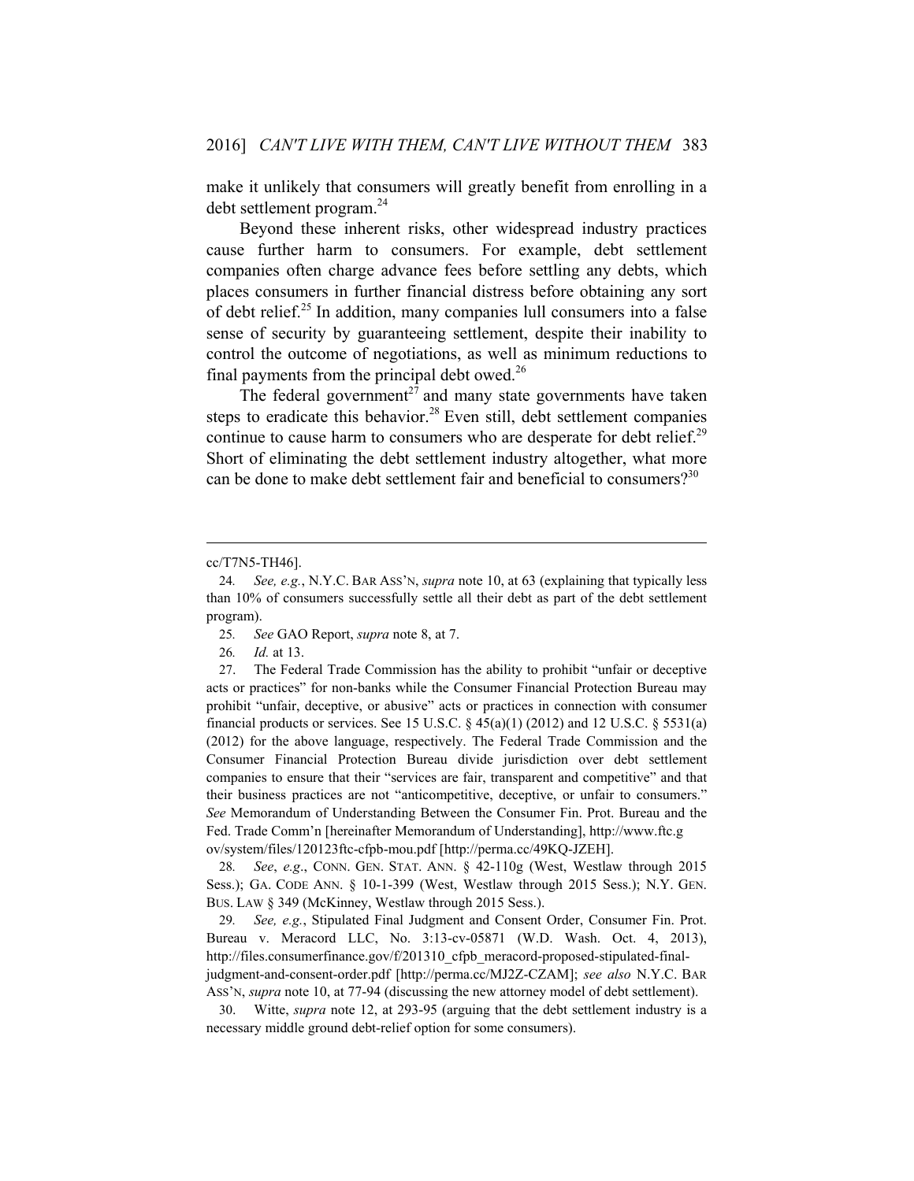make it unlikely that consumers will greatly benefit from enrolling in a debt settlement program.[24]

Beyond these inherent risks, other widespread industry practices cause further harm to consumers. For example, debt settlement companies often charge advance fees before settling any debts, which places consumers in further financial distress before obtaining any sort of debt relief.[25] In addition, many companies lull consumers into a false sense of security by guaranteeing settlement, despite their inability to control the outcome of negotiations, as well as minimum reductions to final payments from the principal debt owed.[26]

The federal government[27] and many state governments have taken steps to eradicate this behavior.[28] Even still, debt settlement companies continue to cause harm to consumers who are desperate for debt relief.[29] Short of eliminating the debt settlement industry altogether, what more can be done to make debt settlement fair and beneficial to consumers?[30]

---

cc/T7N5-TH46].

24. *See, e.g.*, N.Y.C. BAR ASS'N, *supra* note 10, at 63 (explaining that typically less than 10% of consumers successfully settle all their debt as part of the debt settlement program).

25. *See* GAO Report, *supra* note 8, at 7.

26. *Id.* at 13.

27. The Federal Trade Commission has the ability to prohibit "unfair or deceptive acts or practices" for non-banks while the Consumer Financial Protection Bureau may prohibit "unfair, deceptive, or abusive" acts or practices in connection with consumer financial products or services. See 15 U.S.C. § 45(a)(1) (2012) and 12 U.S.C. § 5531(a) (2012) for the above language, respectively. The Federal Trade Commission and the Consumer Financial Protection Bureau divide jurisdiction over debt settlement companies to ensure that their "services are fair, transparent and competitive" and that their business practices are not "anticompetitive, deceptive, or unfair to consumers." *See* Memorandum of Understanding Between the Consumer Fin. Prot. Bureau and the Fed. Trade Comm'n [hereinafter Memorandum of Understanding], http://www.ftc.gov/system/files/120123ftc-cfpb-mou.pdf [http://perma.cc/49KQ-JZEH].

28. *See*, *e.g*., CONN. GEN. STAT. ANN. § 42-110g (West, Westlaw through 2015 Sess.); GA. CODE ANN. § 10-1-399 (West, Westlaw through 2015 Sess.); N.Y. GEN. BUS. LAW § 349 (McKinney, Westlaw through 2015 Sess.).

29. *See, e.g.*, Stipulated Final Judgment and Consent Order, Consumer Fin. Prot. Bureau v. Meracord LLC, No. 3:13-cv-05871 (W.D. Wash. Oct. 4, 2013), http://files.consumerfinance.gov/f/201310_cfpb_meracord-proposed-stipulated-final-judgment-and-consent-order.pdf [http://perma.cc/MJ2Z-CZAM]; *see also* N.Y.C. BAR ASS'N, *supra* note 10, at 77-94 (discussing the new attorney model of debt settlement).

30. Witte, *supra* note 12, at 293-95 (arguing that the debt settlement industry is a necessary middle ground debt-relief option for some consumers).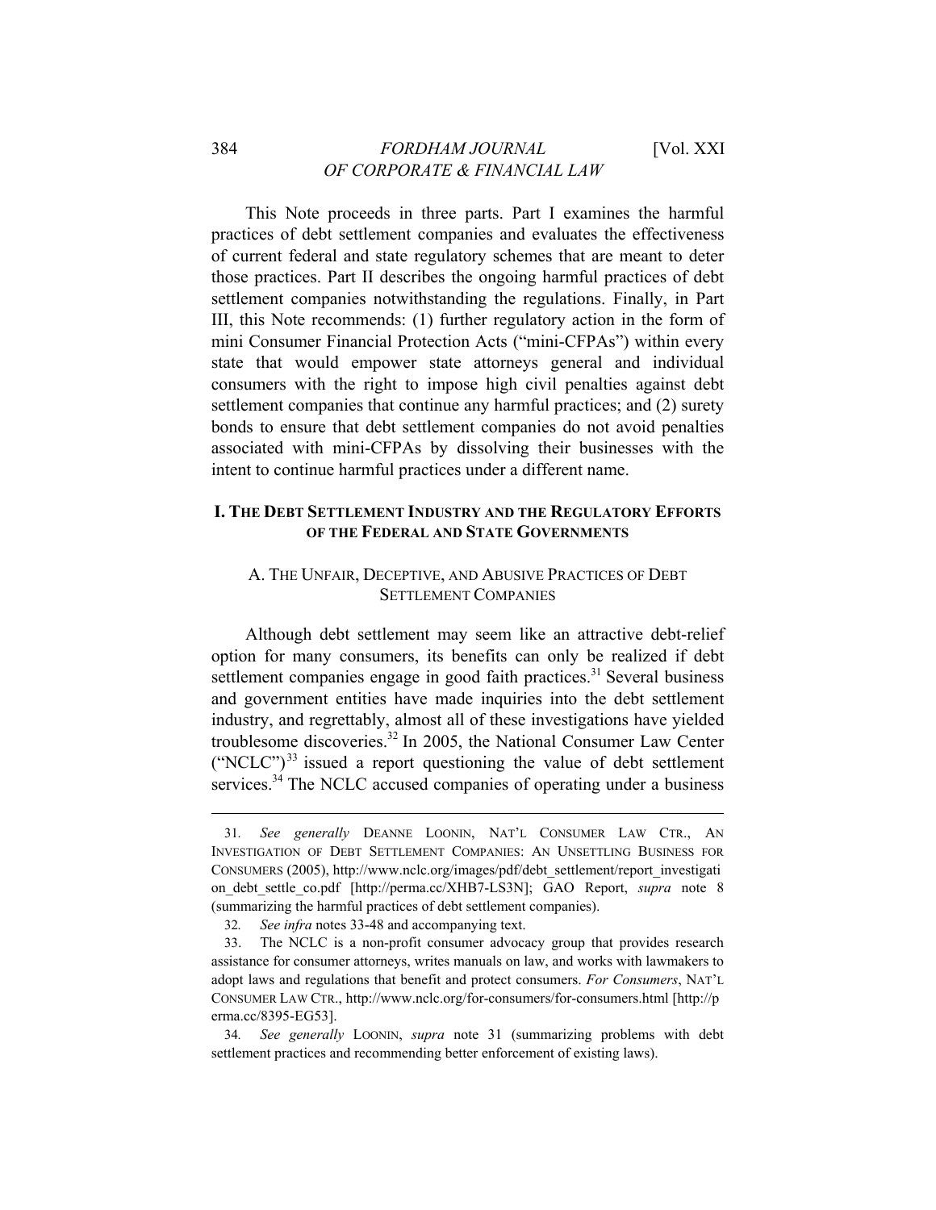This Note proceeds in three parts. Part I examines the harmful practices of debt settlement companies and evaluates the effectiveness of current federal and state regulatory schemes that are meant to deter those practices. Part II describes the ongoing harmful practices of debt settlement companies notwithstanding the regulations. Finally, in Part III, this Note recommends: (1) further regulatory action in the form of mini Consumer Financial Protection Acts ("mini-CFPAs") within every state that would empower state attorneys general and individual consumers with the right to impose high civil penalties against debt settlement companies that continue any harmful practices; and (2) surety bonds to ensure that debt settlement companies do not avoid penalties associated with mini-CFPAs by dissolving their businesses with the intent to continue harmful practices under a different name.

## I. THE DEBT SETTLEMENT INDUSTRY AND THE REGULATORY EFFORTS OF THE FEDERAL AND STATE GOVERNMENTS

### A. THE UNFAIR, DECEPTIVE, AND ABUSIVE PRACTICES OF DEBT SETTLEMENT COMPANIES

Although debt settlement may seem like an attractive debt-relief option for many consumers, its benefits can only be realized if debt settlement companies engage in good faith practices.[31] Several business and government entities have made inquiries into the debt settlement industry, and regrettably, almost all of these investigations have yielded troublesome discoveries.[32] In 2005, the National Consumer Law Center ("NCLC")[33] issued a report questioning the value of debt settlement services.[34] The NCLC accused companies of operating under a business

---

31. *See generally* DEANNE LOONIN, NAT'L CONSUMER LAW CTR., AN INVESTIGATION OF DEBT SETTLEMENT COMPANIES: AN UNSETTLING BUSINESS FOR CONSUMERS (2005), http://www.nclc.org/images/pdf/debt_settlement/report_investigation_debt_settle_co.pdf [http://perma.cc/XHB7-LS3N]; GAO Report, *supra* note 8 (summarizing the harmful practices of debt settlement companies).

32. *See infra* notes 33-48 and accompanying text.

33. The NCLC is a non-profit consumer advocacy group that provides research assistance for consumer attorneys, writes manuals on law, and works with lawmakers to adopt laws and regulations that benefit and protect consumers. *For Consumers*, NAT'L CONSUMER LAW CTR., http://www.nclc.org/for-consumers/for-consumers.html [http://perma.cc/8395-EG53].

34. *See generally* LOONIN, *supra* note 31 (summarizing problems with debt settlement practices and recommending better enforcement of existing laws).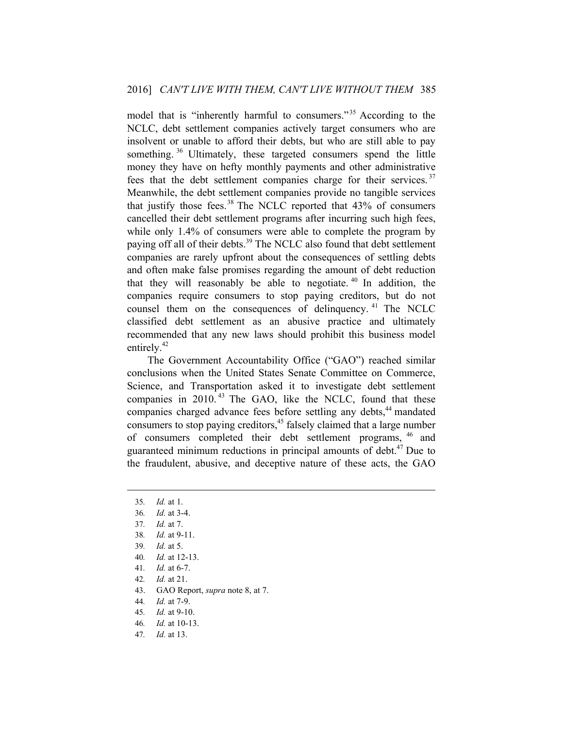model that is "inherently harmful to consumers."[35] According to the NCLC, debt settlement companies actively target consumers who are insolvent or unable to afford their debts, but who are still able to pay something.[36] Ultimately, these targeted consumers spend the little money they have on hefty monthly payments and other administrative fees that the debt settlement companies charge for their services.[37] Meanwhile, the debt settlement companies provide no tangible services that justify those fees.[38] The NCLC reported that 43% of consumers cancelled their debt settlement programs after incurring such high fees, while only 1.4% of consumers were able to complete the program by paying off all of their debts.[39] The NCLC also found that debt settlement companies are rarely upfront about the consequences of settling debts and often make false promises regarding the amount of debt reduction that they will reasonably be able to negotiate.[40] In addition, the companies require consumers to stop paying creditors, but do not counsel them on the consequences of delinquency.[41] The NCLC classified debt settlement as an abusive practice and ultimately recommended that any new laws should prohibit this business model entirely.[42]

The Government Accountability Office ("GAO") reached similar conclusions when the United States Senate Committee on Commerce, Science, and Transportation asked it to investigate debt settlement companies in 2010.[43] The GAO, like the NCLC, found that these companies charged advance fees before settling any debts,[44] mandated consumers to stop paying creditors,[45] falsely claimed that a large number of consumers completed their debt settlement programs,[46] and guaranteed minimum reductions in principal amounts of debt.[47] Due to the fraudulent, abusive, and deceptive nature of these acts, the GAO

---

35. *Id.* at 1.
36. *Id.* at 3-4.
37. *Id.* at 7.
38. *Id.* at 9-11.
39. *Id.* at 5.
40. *Id.* at 12-13.
41. *Id.* at 6-7.
42. *Id.* at 21.
43. GAO Report, *supra* note 8, at 7.
44. *Id.* at 7-9.
45. *Id.* at 9-10.
46. *Id.* at 10-13.
47. *Id.* at 13.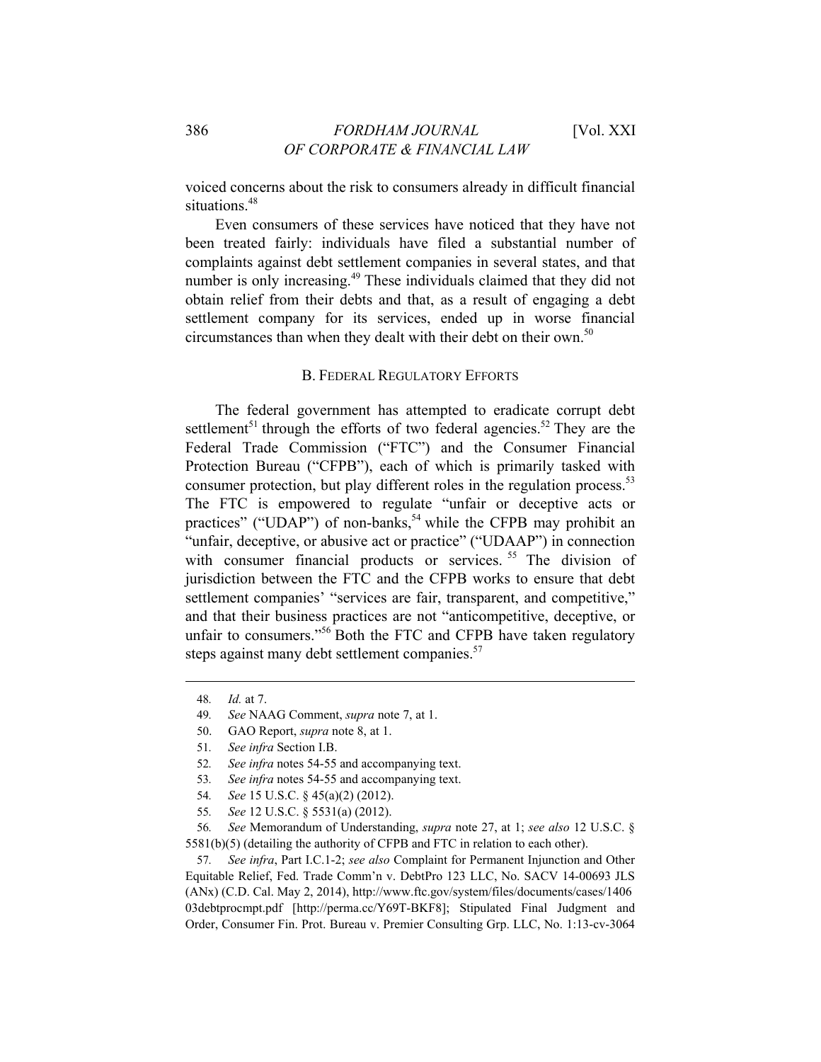voiced concerns about the risk to consumers already in difficult financial situations.[48]

Even consumers of these services have noticed that they have not been treated fairly: individuals have filed a substantial number of complaints against debt settlement companies in several states, and that number is only increasing.[49] These individuals claimed that they did not obtain relief from their debts and that, as a result of engaging a debt settlement company for its services, ended up in worse financial circumstances than when they dealt with their debt on their own.[50]

### B. FEDERAL REGULATORY EFFORTS

The federal government has attempted to eradicate corrupt debt settlement[51] through the efforts of two federal agencies.[52] They are the Federal Trade Commission ("FTC") and the Consumer Financial Protection Bureau ("CFPB"), each of which is primarily tasked with consumer protection, but play different roles in the regulation process.[53] The FTC is empowered to regulate "unfair or deceptive acts or practices" ("UDAP") of non-banks,[54] while the CFPB may prohibit an "unfair, deceptive, or abusive act or practice" ("UDAAP") in connection with consumer financial products or services.[55] The division of jurisdiction between the FTC and the CFPB works to ensure that debt settlement companies' "services are fair, transparent, and competitive," and that their business practices are not "anticompetitive, deceptive, or unfair to consumers."[56] Both the FTC and CFPB have taken regulatory steps against many debt settlement companies.[57]

---

48. *Id.* at 7.

49. *See* NAAG Comment, *supra* note 7, at 1.

50. GAO Report, *supra* note 8, at 1.

51. *See infra* Section I.B.

52. *See infra* notes 54-55 and accompanying text.

53. *See infra* notes 54-55 and accompanying text.

54. *See* 15 U.S.C. § 45(a)(2) (2012).

55. *See* 12 U.S.C. § 5531(a) (2012).

56. *See* Memorandum of Understanding, *supra* note 27, at 1; *see also* 12 U.S.C. § 5581(b)(5) (detailing the authority of CFPB and FTC in relation to each other).

57. *See infra*, Part I.C.1-2; *see also* Complaint for Permanent Injunction and Other Equitable Relief, Fed. Trade Comm'n v. DebtPro 123 LLC, No. SACV 14-00693 JLS (ANx) (C.D. Cal. May 2, 2014), http://www.ftc.gov/system/files/documents/cases/140603debtprocmpt.pdf [http://perma.cc/Y69T-BKF8]; Stipulated Final Judgment and Order, Consumer Fin. Prot. Bureau v. Premier Consulting Grp. LLC, No. 1:13-cv-3064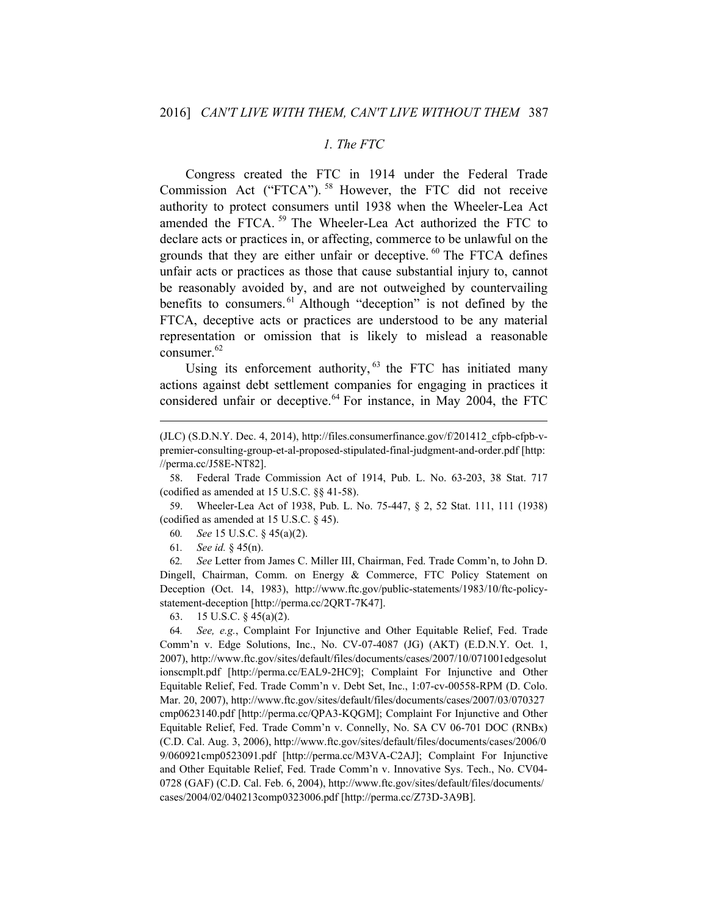### *1. The FTC*

Congress created the FTC in 1914 under the Federal Trade Commission Act ("FTCA").[58] However, the FTC did not receive authority to protect consumers until 1938 when the Wheeler-Lea Act amended the FTCA.[59] The Wheeler-Lea Act authorized the FTC to declare acts or practices in, or affecting, commerce to be unlawful on the grounds that they are either unfair or deceptive.[60] The FTCA defines unfair acts or practices as those that cause substantial injury to, cannot be reasonably avoided by, and are not outweighed by countervailing benefits to consumers.[61] Although "deception" is not defined by the FTCA, deceptive acts or practices are understood to be any material representation or omission that is likely to mislead a reasonable consumer.[62]

Using its enforcement authority,[63] the FTC has initiated many actions against debt settlement companies for engaging in practices it considered unfair or deceptive.[64] For instance, in May 2004, the FTC

---

(JLC) (S.D.N.Y. Dec. 4, 2014), http://files.consumerfinance.gov/f/201412_cfpb-cfpb-v-premier-consulting-group-et-al-proposed-stipulated-final-judgment-and-order.pdf [http://perma.cc/J58E-NT82].

58. Federal Trade Commission Act of 1914, Pub. L. No. 63-203, 38 Stat. 717 (codified as amended at 15 U.S.C. §§ 41-58).

59. Wheeler-Lea Act of 1938, Pub. L. No. 75-447, § 2, 52 Stat. 111, 111 (1938) (codified as amended at 15 U.S.C. § 45).

60. *See* 15 U.S.C. § 45(a)(2).

61. *See id.* § 45(n).

62. *See* Letter from James C. Miller III, Chairman, Fed. Trade Comm'n, to John D. Dingell, Chairman, Comm. on Energy & Commerce, FTC Policy Statement on Deception (Oct. 14, 1983), http://www.ftc.gov/public-statements/1983/10/ftc-policy-statement-deception [http://perma.cc/2QRT-7K47].

63. 15 U.S.C. § 45(a)(2).

64. *See, e.g.*, Complaint For Injunctive and Other Equitable Relief, Fed. Trade Comm'n v. Edge Solutions, Inc., No. CV-07-4087 (JG) (AKT) (E.D.N.Y. Oct. 1, 2007), http://www.ftc.gov/sites/default/files/documents/cases/2007/10/071001edgesolutionscmplt.pdf [http://perma.cc/EAL9-2HC9]; Complaint For Injunctive and Other Equitable Relief, Fed. Trade Comm'n v. Debt Set, Inc., 1:07-cv-00558-RPM (D. Colo. Mar. 20, 2007), http://www.ftc.gov/sites/default/files/documents/cases/2007/03/070327cmp0623140.pdf [http://perma.cc/QPA3-KQGM]; Complaint For Injunctive and Other Equitable Relief, Fed. Trade Comm'n v. Connelly, No. SA CV 06-701 DOC (RNBx) (C.D. Cal. Aug. 3, 2006), http://www.ftc.gov/sites/default/files/documents/cases/2006/09/060921cmp0523091.pdf [http://perma.cc/M3VA-C2AJ]; Complaint For Injunctive and Other Equitable Relief, Fed. Trade Comm'n v. Innovative Sys. Tech., No. CV04-0728 (GAF) (C.D. Cal. Feb. 6, 2004), http://www.ftc.gov/sites/default/files/documents/cases/2004/02/040213comp0323006.pdf [http://perma.cc/Z73D-3A9B].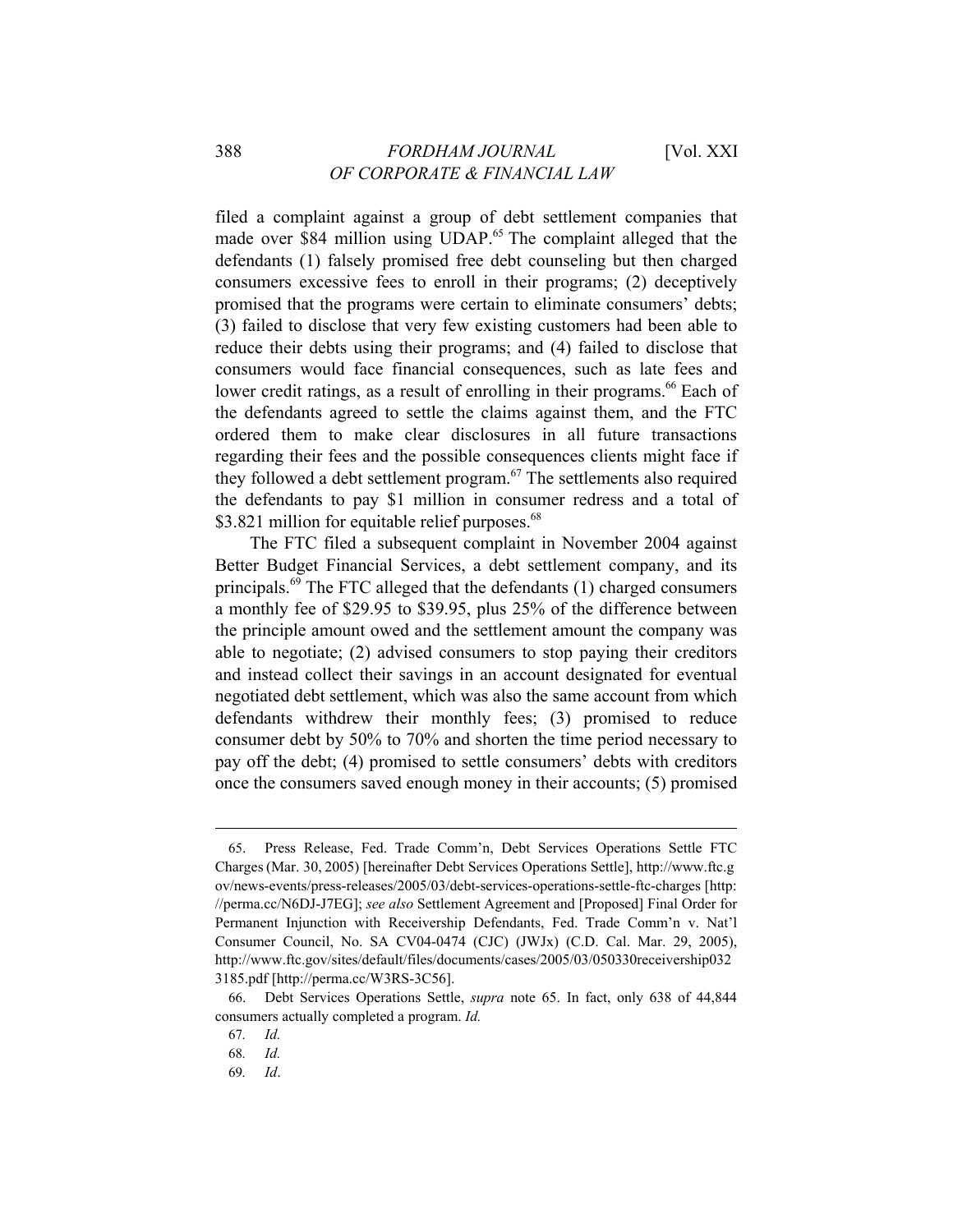filed a complaint against a group of debt settlement companies that made over $84 million using UDAP.[65] The complaint alleged that the defendants (1) falsely promised free debt counseling but then charged consumers excessive fees to enroll in their programs; (2) deceptively promised that the programs were certain to eliminate consumers' debts; (3) failed to disclose that very few existing customers had been able to reduce their debts using their programs; and (4) failed to disclose that consumers would face financial consequences, such as late fees and lower credit ratings, as a result of enrolling in their programs.[66] Each of the defendants agreed to settle the claims against them, and the FTC ordered them to make clear disclosures in all future transactions regarding their fees and the possible consequences clients might face if they followed a debt settlement program.[67] The settlements also required the defendants to pay $1 million in consumer redress and a total of $3.821 million for equitable relief purposes.[68]

The FTC filed a subsequent complaint in November 2004 against Better Budget Financial Services, a debt settlement company, and its principals.[69] The FTC alleged that the defendants (1) charged consumers a monthly fee of $29.95 to $39.95, plus 25% of the difference between the principle amount owed and the settlement amount the company was able to negotiate; (2) advised consumers to stop paying their creditors and instead collect their savings in an account designated for eventual negotiated debt settlement, which was also the same account from which defendants withdrew their monthly fees; (3) promised to reduce consumer debt by 50% to 70% and shorten the time period necessary to pay off the debt; (4) promised to settle consumers' debts with creditors once the consumers saved enough money in their accounts; (5) promised

---

65. Press Release, Fed. Trade Comm'n, Debt Services Operations Settle FTC Charges (Mar. 30, 2005) [hereinafter Debt Services Operations Settle], http://www.ftc.gov/news-events/press-releases/2005/03/debt-services-operations-settle-ftc-charges [http://perma.cc/N6DJ-J7EG]; *see also* Settlement Agreement and [Proposed] Final Order for Permanent Injunction with Receivership Defendants, Fed. Trade Comm'n v. Nat'l Consumer Council, No. SA CV04-0474 (CJC) (JWJx) (C.D. Cal. Mar. 29, 2005), http://www.ftc.gov/sites/default/files/documents/cases/2005/03/050330receivership0323185.pdf [http://perma.cc/W3RS-3C56].

66. Debt Services Operations Settle, *supra* note 65. In fact, only 638 of 44,844 consumers actually completed a program. *Id.*

67. *Id.*

68. *Id.*

69. *Id*.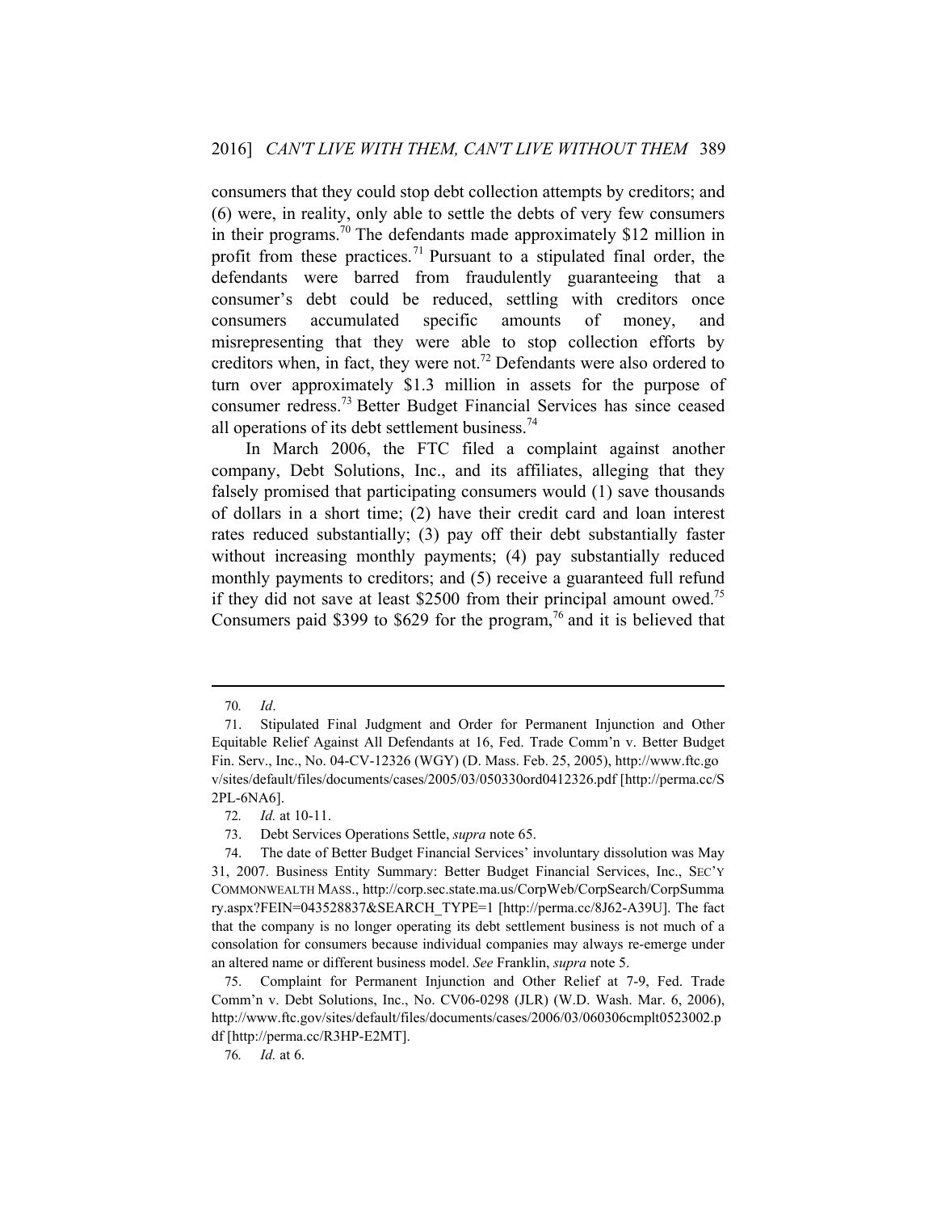consumers that they could stop debt collection attempts by creditors; and (6) were, in reality, only able to settle the debts of very few consumers in their programs.[70] The defendants made approximately $12 million in profit from these practices.[71] Pursuant to a stipulated final order, the defendants were barred from fraudulently guaranteeing that a consumer's debt could be reduced, settling with creditors once consumers accumulated specific amounts of money, and misrepresenting that they were able to stop collection efforts by creditors when, in fact, they were not.[72] Defendants were also ordered to turn over approximately $1.3 million in assets for the purpose of consumer redress.[73] Better Budget Financial Services has since ceased all operations of its debt settlement business.[74]

In March 2006, the FTC filed a complaint against another company, Debt Solutions, Inc., and its affiliates, alleging that they falsely promised that participating consumers would (1) save thousands of dollars in a short time; (2) have their credit card and loan interest rates reduced substantially; (3) pay off their debt substantially faster without increasing monthly payments; (4) pay substantially reduced monthly payments to creditors; and (5) receive a guaranteed full refund if they did not save at least $2500 from their principal amount owed.[75] Consumers paid $399 to $629 for the program,[76] and it is believed that

---

70. *Id*.

71. Stipulated Final Judgment and Order for Permanent Injunction and Other Equitable Relief Against All Defendants at 16, Fed. Trade Comm'n v. Better Budget Fin. Serv., Inc., No. 04-CV-12326 (WGY) (D. Mass. Feb. 25, 2005), http://www.ftc.gov/sites/default/files/documents/cases/2005/03/050330ord0412326.pdf [http://perma.cc/S2PL-6NA6].

72. *Id.* at 10-11.

73. Debt Services Operations Settle, *supra* note 65.

74. The date of Better Budget Financial Services' involuntary dissolution was May 31, 2007. Business Entity Summary: Better Budget Financial Services, Inc., SEC'Y COMMONWEALTH MASS., http://corp.sec.state.ma.us/CorpWeb/CorpSearch/CorpSummary.aspx?FEIN=043528837&SEARCH_TYPE=1 [http://perma.cc/8J62-A39U]. The fact that the company is no longer operating its debt settlement business is not much of a consolation for consumers because individual companies may always re-emerge under an altered name or different business model. *See* Franklin, *supra* note 5.

75. Complaint for Permanent Injunction and Other Relief at 7-9, Fed. Trade Comm'n v. Debt Solutions, Inc., No. CV06-0298 (JLR) (W.D. Wash. Mar. 6, 2006), http://www.ftc.gov/sites/default/files/documents/cases/2006/03/060306cmplt0523002.pdf [http://perma.cc/R3HP-E2MT].

76. *Id.* at 6.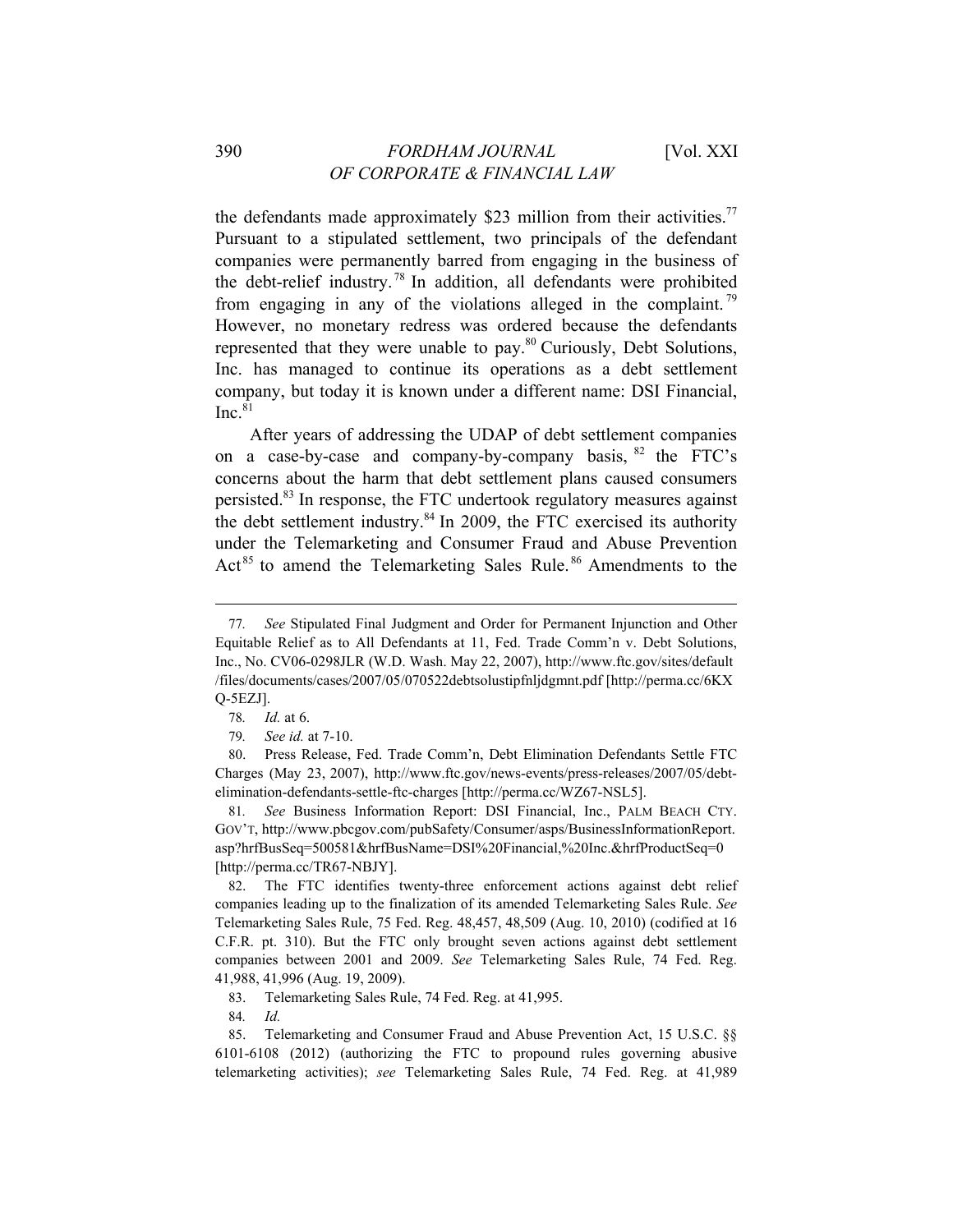the defendants made approximately $23 million from their activities.[77] Pursuant to a stipulated settlement, two principals of the defendant companies were permanently barred from engaging in the business of the debt-relief industry.[78] In addition, all defendants were prohibited from engaging in any of the violations alleged in the complaint.[79] However, no monetary redress was ordered because the defendants represented that they were unable to pay.[80] Curiously, Debt Solutions, Inc. has managed to continue its operations as a debt settlement company, but today it is known under a different name: DSI Financial, Inc.[81]

After years of addressing the UDAP of debt settlement companies on a case-by-case and company-by-company basis,[82] the FTC's concerns about the harm that debt settlement plans caused consumers persisted.[83] In response, the FTC undertook regulatory measures against the debt settlement industry.[84] In 2009, the FTC exercised its authority under the Telemarketing and Consumer Fraud and Abuse Prevention Act[85] to amend the Telemarketing Sales Rule.[86] Amendments to the

---

77. *See* Stipulated Final Judgment and Order for Permanent Injunction and Other Equitable Relief as to All Defendants at 11, Fed. Trade Comm'n v. Debt Solutions, Inc., No. CV06-0298JLR (W.D. Wash. May 22, 2007), http://www.ftc.gov/sites/default/files/documents/cases/2007/05/070522debtsolustipfnljdgmnt.pdf [http://perma.cc/6KXQ-5EZJ].

78. *Id.* at 6.

79. *See id.* at 7-10.

80. Press Release, Fed. Trade Comm'n, Debt Elimination Defendants Settle FTC Charges (May 23, 2007), http://www.ftc.gov/news-events/press-releases/2007/05/debt-elimination-defendants-settle-ftc-charges [http://perma.cc/WZ67-NSL5].

81. *See* Business Information Report: DSI Financial, Inc., PALM BEACH CTY. GOV'T, http://www.pbcgov.com/pubSafety/Consumer/asps/BusinessInformationReport.asp?hrfBusSeq=500581&hrfBusName=DSI%20Financial,%20Inc.&hrfProductSeq=0 [http://perma.cc/TR67-NBJY].

82. The FTC identifies twenty-three enforcement actions against debt relief companies leading up to the finalization of its amended Telemarketing Sales Rule. *See* Telemarketing Sales Rule, 75 Fed. Reg. 48,457, 48,509 (Aug. 10, 2010) (codified at 16 C.F.R. pt. 310). But the FTC only brought seven actions against debt settlement companies between 2001 and 2009. *See* Telemarketing Sales Rule, 74 Fed. Reg. 41,988, 41,996 (Aug. 19, 2009).

83. Telemarketing Sales Rule, 74 Fed. Reg. at 41,995.

84. *Id.*

85. Telemarketing and Consumer Fraud and Abuse Prevention Act, 15 U.S.C. §§ 6101-6108 (2012) (authorizing the FTC to propound rules governing abusive telemarketing activities); *see* Telemarketing Sales Rule, 74 Fed. Reg. at 41,989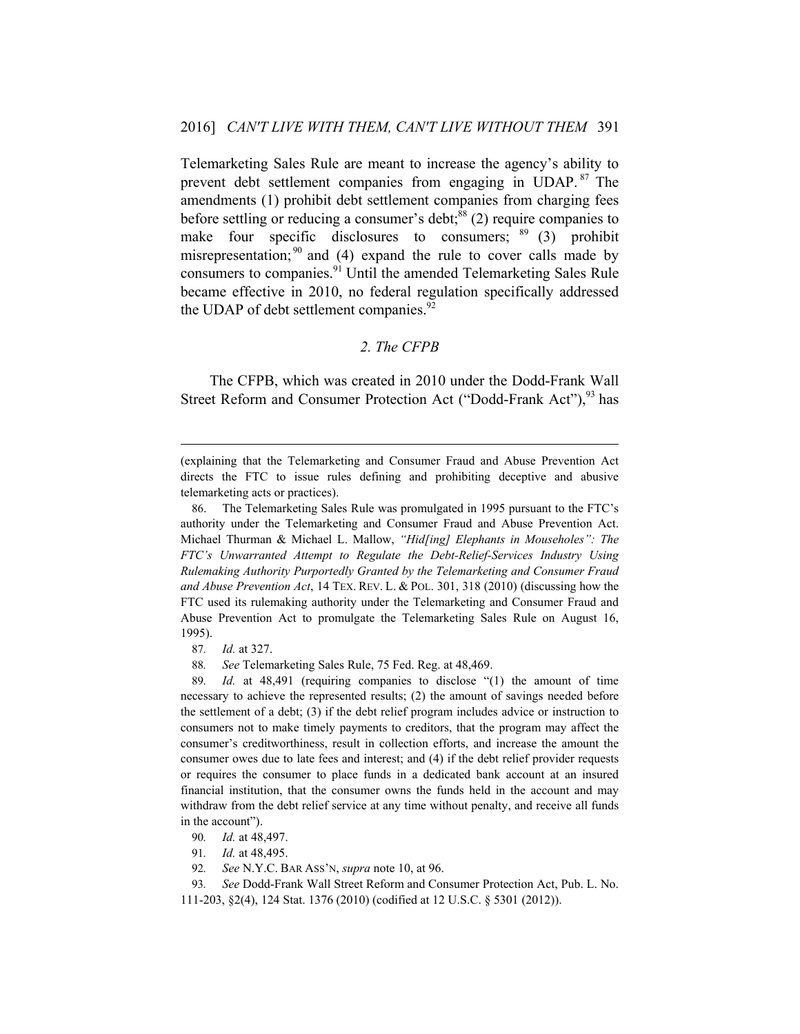Telemarketing Sales Rule are meant to increase the agency's ability to prevent debt settlement companies from engaging in UDAP.[87] The amendments (1) prohibit debt settlement companies from charging fees before settling or reducing a consumer's debt;[88] (2) require companies to make four specific disclosures to consumers; [89] (3) prohibit misrepresentation;[90] and (4) expand the rule to cover calls made by consumers to companies.[91] Until the amended Telemarketing Sales Rule became effective in 2010, no federal regulation specifically addressed the UDAP of debt settlement companies.[92]

### *2. The CFPB*

The CFPB, which was created in 2010 under the Dodd-Frank Wall Street Reform and Consumer Protection Act ("Dodd-Frank Act"),[93] has

---

(explaining that the Telemarketing and Consumer Fraud and Abuse Prevention Act directs the FTC to issue rules defining and prohibiting deceptive and abusive telemarketing acts or practices).

86. The Telemarketing Sales Rule was promulgated in 1995 pursuant to the FTC's authority under the Telemarketing and Consumer Fraud and Abuse Prevention Act. Michael Thurman & Michael L. Mallow, *"Hid[ing] Elephants in Mouseholes": The FTC's Unwarranted Attempt to Regulate the Debt-Relief-Services Industry Using Rulemaking Authority Purportedly Granted by the Telemarketing and Consumer Fraud and Abuse Prevention Act*, 14 TEX. REV. L. & POL. 301, 318 (2010) (discussing how the FTC used its rulemaking authority under the Telemarketing and Consumer Fraud and Abuse Prevention Act to promulgate the Telemarketing Sales Rule on August 16, 1995).

87. *Id.* at 327.

88. *See* Telemarketing Sales Rule, 75 Fed. Reg. at 48,469.

89. *Id.* at 48,491 (requiring companies to disclose "(1) the amount of time necessary to achieve the represented results; (2) the amount of savings needed before the settlement of a debt; (3) if the debt relief program includes advice or instruction to consumers not to make timely payments to creditors, that the program may affect the consumer's creditworthiness, result in collection efforts, and increase the amount the consumer owes due to late fees and interest; and (4) if the debt relief provider requests or requires the consumer to place funds in a dedicated bank account at an insured financial institution, that the consumer owns the funds held in the account and may withdraw from the debt relief service at any time without penalty, and receive all funds in the account").

90. *Id.* at 48,497.

91. *Id.* at 48,495.

92. *See* N.Y.C. BAR ASS'N, *supra* note 10, at 96.

93. *See* Dodd-Frank Wall Street Reform and Consumer Protection Act, Pub. L. No. 111-203, §2(4), 124 Stat. 1376 (2010) (codified at 12 U.S.C. § 5301 (2012)).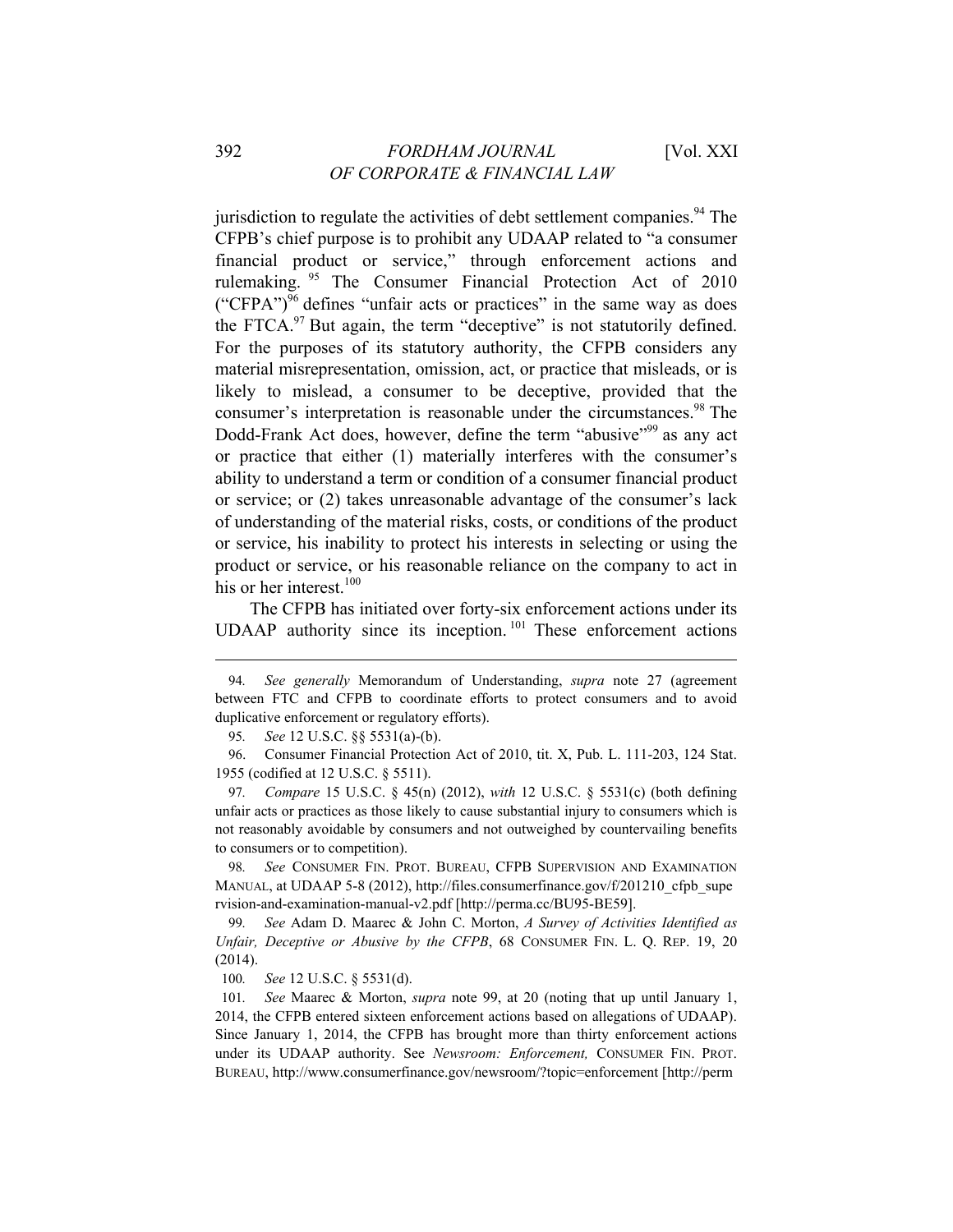jurisdiction to regulate the activities of debt settlement companies.[94] The CFPB's chief purpose is to prohibit any UDAAP related to "a consumer financial product or service," through enforcement actions and rulemaking.[95] The Consumer Financial Protection Act of 2010 ("CFPA")[96] defines "unfair acts or practices" in the same way as does the FTCA.[97] But again, the term "deceptive" is not statutorily defined. For the purposes of its statutory authority, the CFPB considers any material misrepresentation, omission, act, or practice that misleads, or is likely to mislead, a consumer to be deceptive, provided that the consumer's interpretation is reasonable under the circumstances.[98] The Dodd-Frank Act does, however, define the term "abusive"[99] as any act or practice that either (1) materially interferes with the consumer's ability to understand a term or condition of a consumer financial product or service; or (2) takes unreasonable advantage of the consumer's lack of understanding of the material risks, costs, or conditions of the product or service, his inability to protect his interests in selecting or using the product or service, or his reasonable reliance on the company to act in his or her interest.[100]

The CFPB has initiated over forty-six enforcement actions under its UDAAP authority since its inception.[101] These enforcement actions

---

94. *See generally* Memorandum of Understanding, *supra* note 27 (agreement between FTC and CFPB to coordinate efforts to protect consumers and to avoid duplicative enforcement or regulatory efforts).

95. *See* 12 U.S.C. §§ 5531(a)-(b).

96. Consumer Financial Protection Act of 2010, tit. X, Pub. L. 111-203, 124 Stat. 1955 (codified at 12 U.S.C. § 5511).

97. *Compare* 15 U.S.C. § 45(n) (2012), *with* 12 U.S.C. § 5531(c) (both defining unfair acts or practices as those likely to cause substantial injury to consumers which is not reasonably avoidable by consumers and not outweighed by countervailing benefits to consumers or to competition).

98. *See* CONSUMER FIN. PROT. BUREAU, CFPB SUPERVISION AND EXAMINATION MANUAL, at UDAAP 5-8 (2012), http://files.consumerfinance.gov/f/201210_cfpb_supervision-and-examination-manual-v2.pdf [http://perma.cc/BU95-BE59].

99. *See* Adam D. Maarec & John C. Morton, *A Survey of Activities Identified as Unfair, Deceptive or Abusive by the CFPB*, 68 CONSUMER FIN. L. Q. REP. 19, 20 (2014).

100. *See* 12 U.S.C. § 5531(d).

101. *See* Maarec & Morton, *supra* note 99, at 20 (noting that up until January 1, 2014, the CFPB entered sixteen enforcement actions based on allegations of UDAAP). Since January 1, 2014, the CFPB has brought more than thirty enforcement actions under its UDAAP authority. See *Newsroom: Enforcement,* CONSUMER FIN. PROT. BUREAU, http://www.consumerfinance.gov/newsroom/?topic=enforcement [http://perm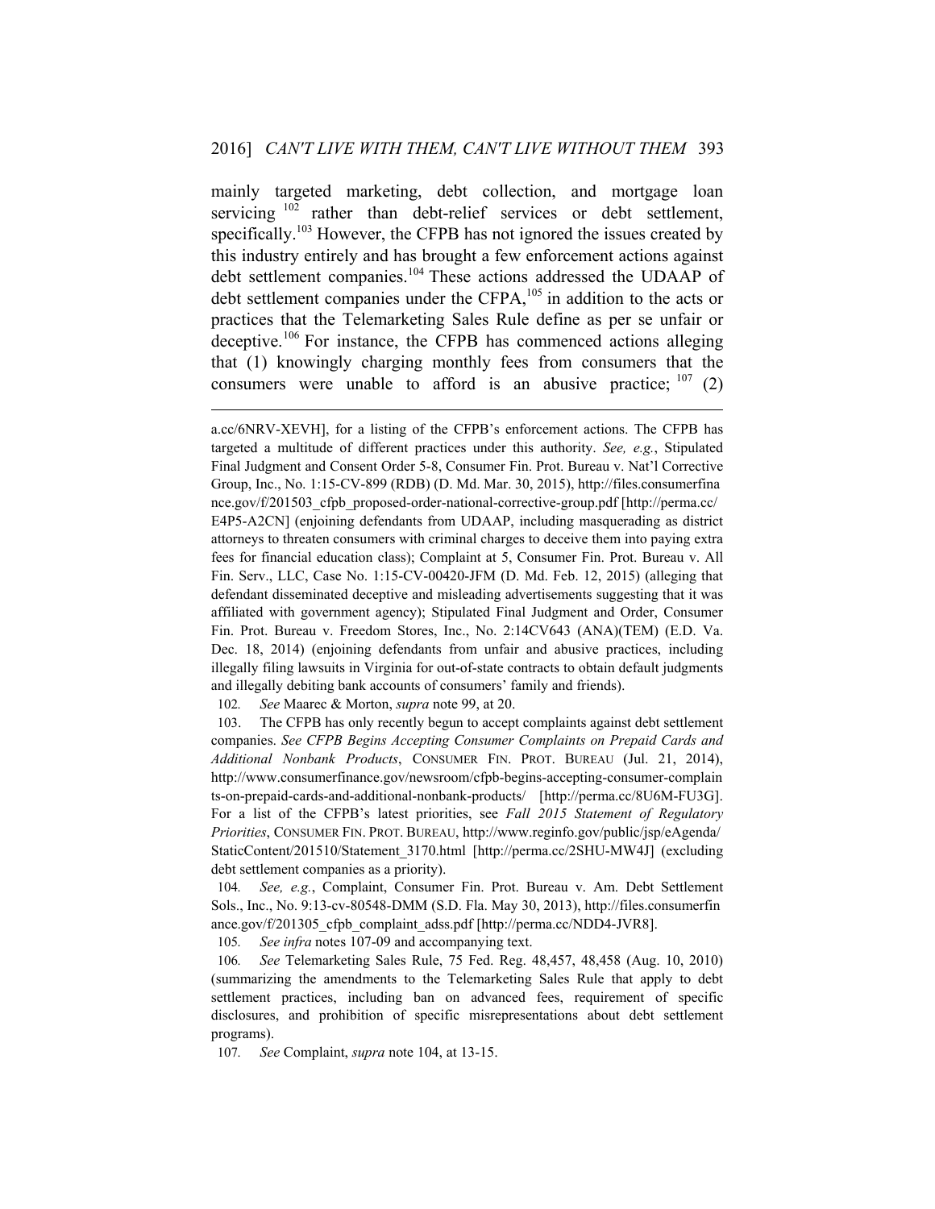mainly targeted marketing, debt collection, and mortgage loan servicing [102] rather than debt-relief services or debt settlement, specifically.[103] However, the CFPB has not ignored the issues created by this industry entirely and has brought a few enforcement actions against debt settlement companies.[104] These actions addressed the UDAAP of debt settlement companies under the CFPA,[105] in addition to the acts or practices that the Telemarketing Sales Rule define as per se unfair or deceptive.[106] For instance, the CFPB has commenced actions alleging that (1) knowingly charging monthly fees from consumers that the consumers were unable to afford is an abusive practice; [107] (2)

---

a.cc/6NRV-XEVH], for a listing of the CFPB's enforcement actions. The CFPB has targeted a multitude of different practices under this authority. *See, e.g.*, Stipulated Final Judgment and Consent Order 5-8, Consumer Fin. Prot. Bureau v. Nat'l Corrective Group, Inc., No. 1:15-CV-899 (RDB) (D. Md. Mar. 30, 2015), http://files.consumerfinance.gov/f/201503_cfpb_proposed-order-national-corrective-group.pdf [http://perma.cc/E4P5-A2CN] (enjoining defendants from UDAAP, including masquerading as district attorneys to threaten consumers with criminal charges to deceive them into paying extra fees for financial education class); Complaint at 5, Consumer Fin. Prot. Bureau v. All Fin. Serv., LLC, Case No. 1:15-CV-00420-JFM (D. Md. Feb. 12, 2015) (alleging that defendant disseminated deceptive and misleading advertisements suggesting that it was affiliated with government agency); Stipulated Final Judgment and Order, Consumer Fin. Prot. Bureau v. Freedom Stores, Inc., No. 2:14CV643 (ANA)(TEM) (E.D. Va. Dec. 18, 2014) (enjoining defendants from unfair and abusive practices, including illegally filing lawsuits in Virginia for out-of-state contracts to obtain default judgments and illegally debiting bank accounts of consumers' family and friends).

102. *See* Maarec & Morton, *supra* note 99, at 20.

103. The CFPB has only recently begun to accept complaints against debt settlement companies. *See CFPB Begins Accepting Consumer Complaints on Prepaid Cards and Additional Nonbank Products*, CONSUMER FIN. PROT. BUREAU (Jul. 21, 2014), http://www.consumerfinance.gov/newsroom/cfpb-begins-accepting-consumer-complaints-on-prepaid-cards-and-additional-nonbank-products/ [http://perma.cc/8U6M-FU3G]. For a list of the CFPB's latest priorities, see *Fall 2015 Statement of Regulatory Priorities*, CONSUMER FIN. PROT. BUREAU, http://www.reginfo.gov/public/jsp/eAgenda/StaticContent/201510/Statement_3170.html [http://perma.cc/2SHU-MW4J] (excluding debt settlement companies as a priority).

104. *See, e.g.*, Complaint, Consumer Fin. Prot. Bureau v. Am. Debt Settlement Sols., Inc., No. 9:13-cv-80548-DMM (S.D. Fla. May 30, 2013), http://files.consumerfinance.gov/f/201305_cfpb_complaint_adss.pdf [http://perma.cc/NDD4-JVR8].

105. *See infra* notes 107-09 and accompanying text.

106. *See* Telemarketing Sales Rule, 75 Fed. Reg. 48,457, 48,458 (Aug. 10, 2010) (summarizing the amendments to the Telemarketing Sales Rule that apply to debt settlement practices, including ban on advanced fees, requirement of specific disclosures, and prohibition of specific misrepresentations about debt settlement programs).

107. *See* Complaint, *supra* note 104, at 13-15.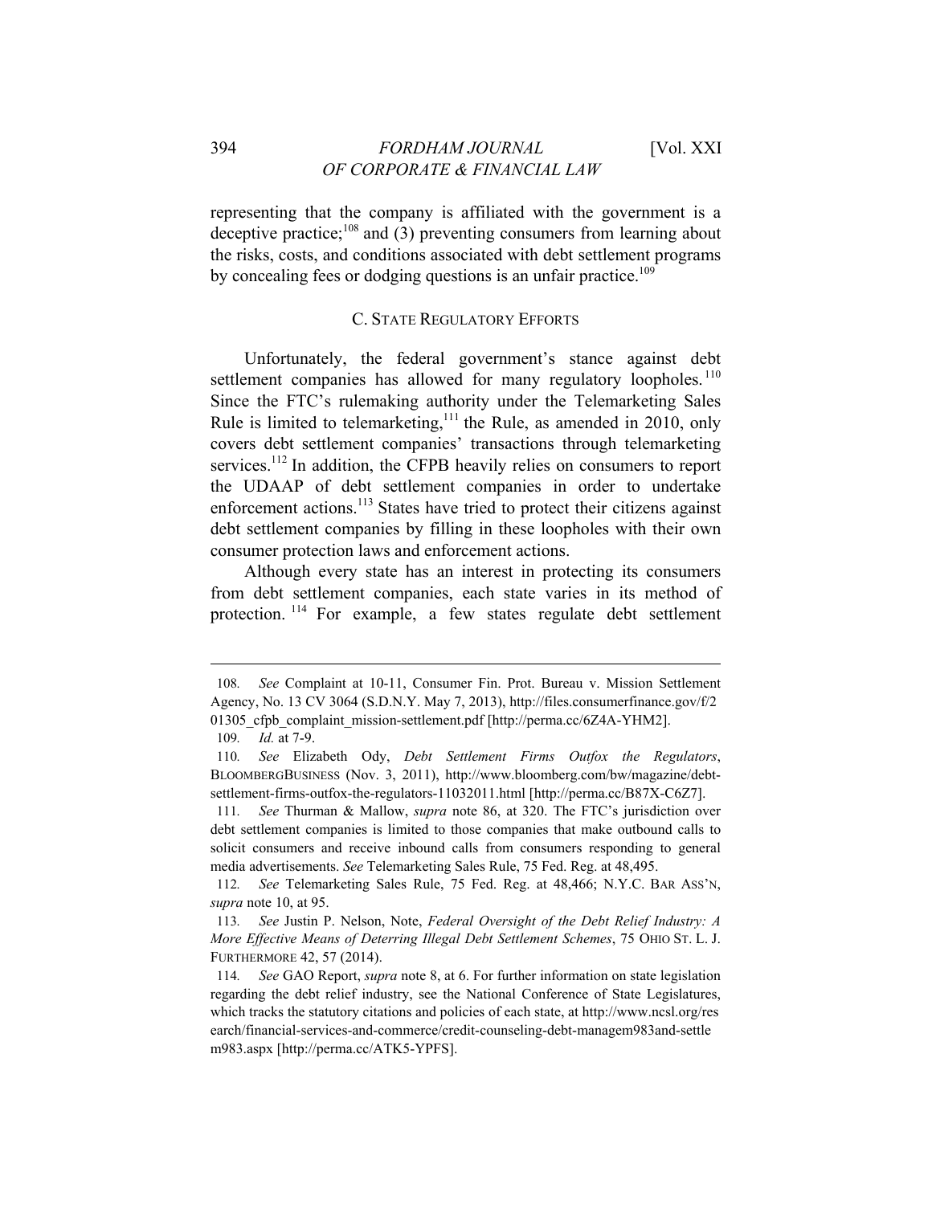representing that the company is affiliated with the government is a deceptive practice;[108] and (3) preventing consumers from learning about the risks, costs, and conditions associated with debt settlement programs by concealing fees or dodging questions is an unfair practice.[109]

## C. State Regulatory Efforts

Unfortunately, the federal government's stance against debt settlement companies has allowed for many regulatory loopholes.[110] Since the FTC's rulemaking authority under the Telemarketing Sales Rule is limited to telemarketing,[111] the Rule, as amended in 2010, only covers debt settlement companies' transactions through telemarketing services.[112] In addition, the CFPB heavily relies on consumers to report the UDAAP of debt settlement companies in order to undertake enforcement actions.[113] States have tried to protect their citizens against debt settlement companies by filling in these loopholes with their own consumer protection laws and enforcement actions.

Although every state has an interest in protecting its consumers from debt settlement companies, each state varies in its method of protection.[114] For example, a few states regulate debt settlement

---

108. *See* Complaint at 10-11, Consumer Fin. Prot. Bureau v. Mission Settlement Agency, No. 13 CV 3064 (S.D.N.Y. May 7, 2013), http://files.consumerfinance.gov/f/201305_cfpb_complaint_mission-settlement.pdf [http://perma.cc/6Z4A-YHM2].

109. *Id.* at 7-9.

110. *See* Elizabeth Ody, *Debt Settlement Firms Outfox the Regulators*, BLOOMBERGBUSINESS (Nov. 3, 2011), http://www.bloomberg.com/bw/magazine/debt-settlement-firms-outfox-the-regulators-11032011.html [http://perma.cc/B87X-C6Z7].

111. *See* Thurman & Mallow, *supra* note 86, at 320. The FTC's jurisdiction over debt settlement companies is limited to those companies that make outbound calls to solicit consumers and receive inbound calls from consumers responding to general media advertisements. *See* Telemarketing Sales Rule, 75 Fed. Reg. at 48,495.

112. *See* Telemarketing Sales Rule, 75 Fed. Reg. at 48,466; N.Y.C. BAR ASS'N, *supra* note 10, at 95.

113. *See* Justin P. Nelson, Note, *Federal Oversight of the Debt Relief Industry: A More Effective Means of Deterring Illegal Debt Settlement Schemes*, 75 OHIO ST. L. J. FURTHERMORE 42, 57 (2014).

114. *See* GAO Report, *supra* note 8, at 6. For further information on state legislation regarding the debt relief industry, see the National Conference of State Legislatures, which tracks the statutory citations and policies of each state, at http://www.ncsl.org/research/financial-services-and-commerce/credit-counseling-debt-managem983and-settlem983.aspx [http://perma.cc/ATK5-YPFS].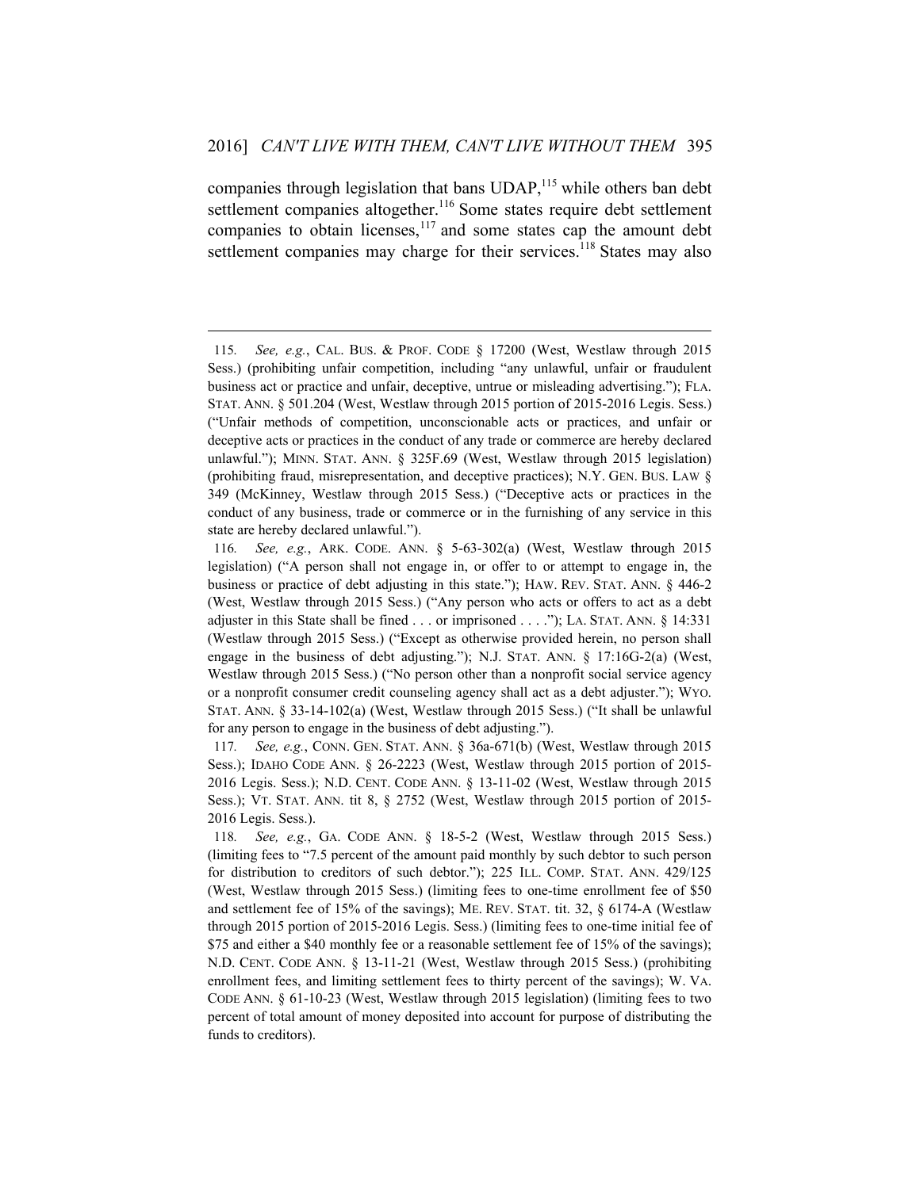companies through legislation that bans UDAP,[115] while others ban debt settlement companies altogether.[116] Some states require debt settlement companies to obtain licenses,[117] and some states cap the amount debt settlement companies may charge for their services.[118] States may also

---

115. *See, e.g.*, CAL. BUS. & PROF. CODE § 17200 (West, Westlaw through 2015 Sess.) (prohibiting unfair competition, including "any unlawful, unfair or fraudulent business act or practice and unfair, deceptive, untrue or misleading advertising."); FLA. STAT. ANN. § 501.204 (West, Westlaw through 2015 portion of 2015-2016 Legis. Sess.) ("Unfair methods of competition, unconscionable acts or practices, and unfair or deceptive acts or practices in the conduct of any trade or commerce are hereby declared unlawful."); MINN. STAT. ANN. § 325F.69 (West, Westlaw through 2015 legislation) (prohibiting fraud, misrepresentation, and deceptive practices); N.Y. GEN. BUS. LAW § 349 (McKinney, Westlaw through 2015 Sess.) ("Deceptive acts or practices in the conduct of any business, trade or commerce or in the furnishing of any service in this state are hereby declared unlawful.").

116. *See, e.g.*, ARK. CODE. ANN. § 5-63-302(a) (West, Westlaw through 2015 legislation) ("A person shall not engage in, or offer to or attempt to engage in, the business or practice of debt adjusting in this state."); HAW. REV. STAT. ANN. § 446-2 (West, Westlaw through 2015 Sess.) ("Any person who acts or offers to act as a debt adjuster in this State shall be fined . . . or imprisoned . . . ."); LA. STAT. ANN. § 14:331 (Westlaw through 2015 Sess.) ("Except as otherwise provided herein, no person shall engage in the business of debt adjusting."); N.J. STAT. ANN. § 17:16G-2(a) (West, Westlaw through 2015 Sess.) ("No person other than a nonprofit social service agency or a nonprofit consumer credit counseling agency shall act as a debt adjuster."); WYO. STAT. ANN. § 33-14-102(a) (West, Westlaw through 2015 Sess.) ("It shall be unlawful for any person to engage in the business of debt adjusting.").

117. *See, e.g.*, CONN. GEN. STAT. ANN. § 36a-671(b) (West, Westlaw through 2015 Sess.); IDAHO CODE ANN. § 26-2223 (West, Westlaw through 2015 portion of 2015-2016 Legis. Sess.); N.D. CENT. CODE ANN. § 13-11-02 (West, Westlaw through 2015 Sess.); VT. STAT. ANN. tit 8, § 2752 (West, Westlaw through 2015 portion of 2015-2016 Legis. Sess.).

118. *See, e.g.*, GA. CODE ANN. § 18-5-2 (West, Westlaw through 2015 Sess.) (limiting fees to "7.5 percent of the amount paid monthly by such debtor to such person for distribution to creditors of such debtor."); 225 ILL. COMP. STAT. ANN. 429/125 (West, Westlaw through 2015 Sess.) (limiting fees to one-time enrollment fee of $50 and settlement fee of 15% of the savings); ME. REV. STAT. tit. 32, § 6174-A (Westlaw through 2015 portion of 2015-2016 Legis. Sess.) (limiting fees to one-time initial fee of $75 and either a $40 monthly fee or a reasonable settlement fee of 15% of the savings); N.D. CENT. CODE ANN. § 13-11-21 (West, Westlaw through 2015 Sess.) (prohibiting enrollment fees, and limiting settlement fees to thirty percent of the savings); W. VA. CODE ANN. § 61-10-23 (West, Westlaw through 2015 legislation) (limiting fees to two percent of total amount of money deposited into account for purpose of distributing the funds to creditors).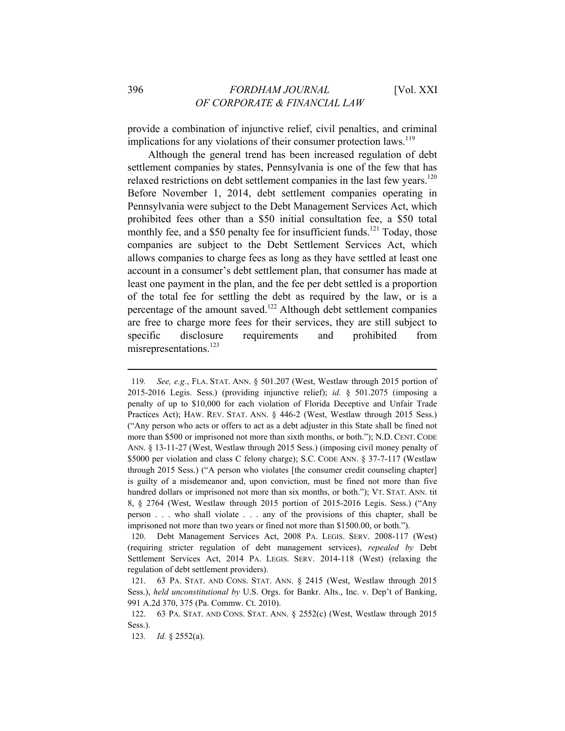provide a combination of injunctive relief, civil penalties, and criminal implications for any violations of their consumer protection laws.[119]

Although the general trend has been increased regulation of debt settlement companies by states, Pennsylvania is one of the few that has relaxed restrictions on debt settlement companies in the last few years.[120] Before November 1, 2014, debt settlement companies operating in Pennsylvania were subject to the Debt Management Services Act, which prohibited fees other than a $50 initial consultation fee, a $50 total monthly fee, and a $50 penalty fee for insufficient funds.[121] Today, those companies are subject to the Debt Settlement Services Act, which allows companies to charge fees as long as they have settled at least one account in a consumer's debt settlement plan, that consumer has made at least one payment in the plan, and the fee per debt settled is a proportion of the total fee for settling the debt as required by the law, or is a percentage of the amount saved.[122] Although debt settlement companies are free to charge more fees for their services, they are still subject to specific disclosure requirements and prohibited from misrepresentations.[123]

---

119. *See, e.g.*, FLA. STAT. ANN. § 501.207 (West, Westlaw through 2015 portion of 2015-2016 Legis. Sess.) (providing injunctive relief); *id.* § 501.2075 (imposing a penalty of up to $10,000 for each violation of Florida Deceptive and Unfair Trade Practices Act); HAW. REV. STAT. ANN. § 446-2 (West, Westlaw through 2015 Sess.) ("Any person who acts or offers to act as a debt adjuster in this State shall be fined not more than $500 or imprisoned not more than sixth months, or both."); N.D. CENT. CODE ANN. § 13-11-27 (West, Westlaw through 2015 Sess.) (imposing civil money penalty of $5000 per violation and class C felony charge); S.C. CODE ANN. § 37-7-117 (Westlaw through 2015 Sess.) ("A person who violates [the consumer credit counseling chapter] is guilty of a misdemeanor and, upon conviction, must be fined not more than five hundred dollars or imprisoned not more than six months, or both."); VT. STAT. ANN. tit 8, § 2764 (West, Westlaw through 2015 portion of 2015-2016 Legis. Sess.) ("Any person . . . who shall violate . . . any of the provisions of this chapter, shall be imprisoned not more than two years or fined not more than $1500.00, or both.").

120. Debt Management Services Act, 2008 PA. LEGIS. SERV. 2008-117 (West) (requiring stricter regulation of debt management services), *repealed by* Debt Settlement Services Act, 2014 PA. LEGIS. SERV. 2014-118 (West) (relaxing the regulation of debt settlement providers).

121. 63 PA. STAT. AND CONS. STAT. ANN. § 2415 (West, Westlaw through 2015 Sess.), *held unconstitutional by* U.S. Orgs. for Bankr. Alts., Inc. v. Dep't of Banking, 991 A.2d 370, 375 (Pa. Commw. Ct. 2010).

122. 63 PA. STAT. AND CONS. STAT. ANN. § 2552(c) (West, Westlaw through 2015 Sess.).

123. *Id.* § 2552(a).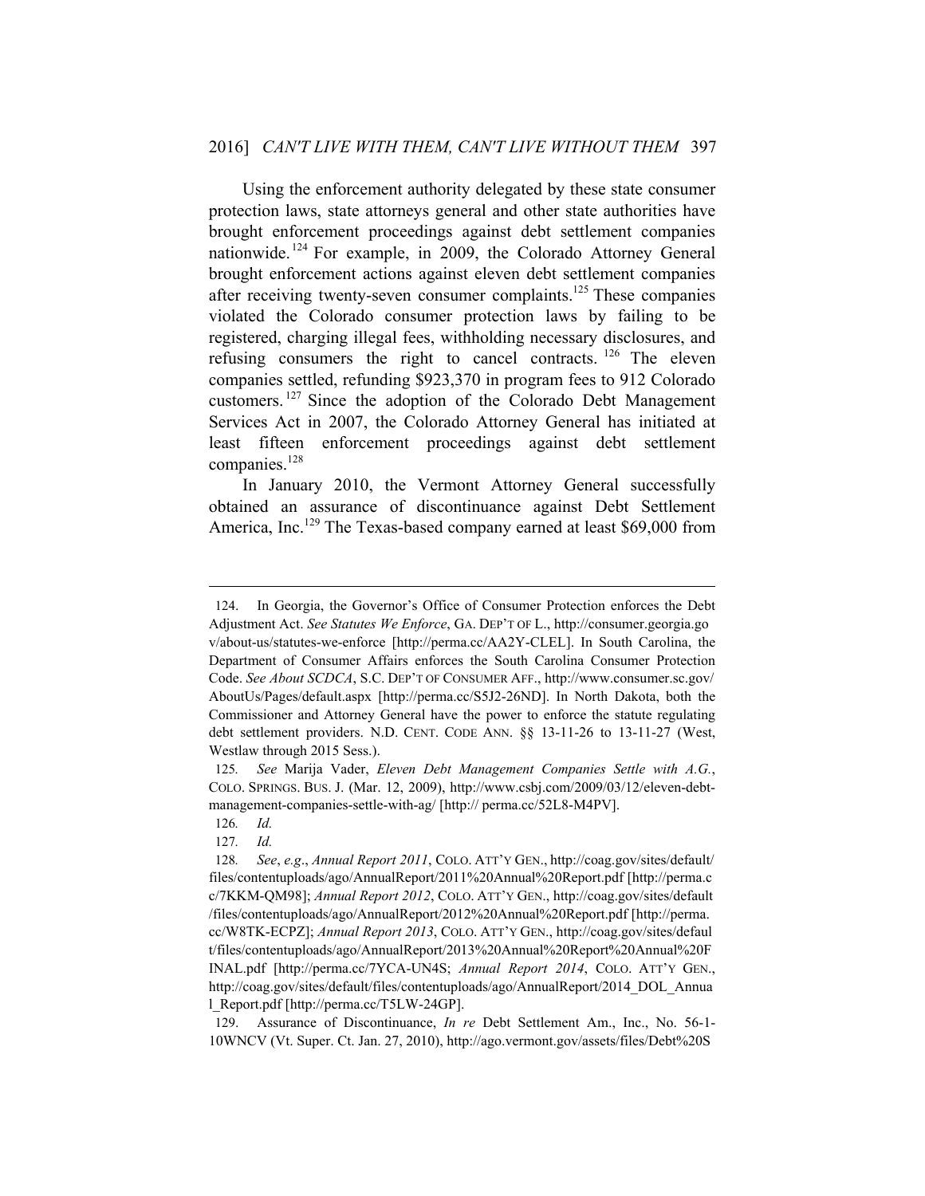Using the enforcement authority delegated by these state consumer protection laws, state attorneys general and other state authorities have brought enforcement proceedings against debt settlement companies nationwide.[124] For example, in 2009, the Colorado Attorney General brought enforcement actions against eleven debt settlement companies after receiving twenty-seven consumer complaints.[125] These companies violated the Colorado consumer protection laws by failing to be registered, charging illegal fees, withholding necessary disclosures, and refusing consumers the right to cancel contracts.[126] The eleven companies settled, refunding $923,370 in program fees to 912 Colorado customers.[127] Since the adoption of the Colorado Debt Management Services Act in 2007, the Colorado Attorney General has initiated at least fifteen enforcement proceedings against debt settlement companies.[128]

In January 2010, the Vermont Attorney General successfully obtained an assurance of discontinuance against Debt Settlement America, Inc.[129] The Texas-based company earned at least $69,000 from

---

124. In Georgia, the Governor's Office of Consumer Protection enforces the Debt Adjustment Act. *See Statutes We Enforce*, GA. DEP'T OF L., http://consumer.georgia.gov/about-us/statutes-we-enforce [http://perma.cc/AA2Y-CLEL]. In South Carolina, the Department of Consumer Affairs enforces the South Carolina Consumer Protection Code. *See About SCDCA*, S.C. DEP'T OF CONSUMER AFF., http://www.consumer.sc.gov/AboutUs/Pages/default.aspx [http://perma.cc/S5J2-26ND]. In North Dakota, both the Commissioner and Attorney General have the power to enforce the statute regulating debt settlement providers. N.D. CENT. CODE ANN. §§ 13-11-26 to 13-11-27 (West, Westlaw through 2015 Sess.).

125. *See* Marija Vader, *Eleven Debt Management Companies Settle with A.G.*, COLO. SPRINGS. BUS. J. (Mar. 12, 2009), http://www.csbj.com/2009/03/12/eleven-debt-management-companies-settle-with-ag/ [http:// perma.cc/52L8-M4PV].

126. *Id.*

127. *Id.*

128. *See*, *e.g*., *Annual Report 2011*, COLO. ATT'Y GEN., http://coag.gov/sites/default/files/contentuploads/ago/AnnualReport/2011%20Annual%20Report.pdf [http://perma.cc/7KKM-QM98]; *Annual Report 2012*, COLO. ATT'Y GEN., http://coag.gov/sites/default/files/contentuploads/ago/AnnualReport/2012%20Annual%20Report.pdf [http://perma.cc/W8TK-ECPZ]; *Annual Report 2013*, COLO. ATT'Y GEN., http://coag.gov/sites/default/files/contentuploads/ago/AnnualReport/2013%20Annual%20Report%20Annual%20FINAL.pdf [http://perma.cc/7YCA-UN4S; *Annual Report 2014*, COLO. ATT'Y GEN., http://coag.gov/sites/default/files/contentuploads/ago/AnnualReport/2014_DOL_Annual_Report.pdf [http://perma.cc/T5LW-24GP].

129. Assurance of Discontinuance, *In re* Debt Settlement Am., Inc., No. 56-1-10WNCV (Vt. Super. Ct. Jan. 27, 2010), http://ago.vermont.gov/assets/files/Debt%20S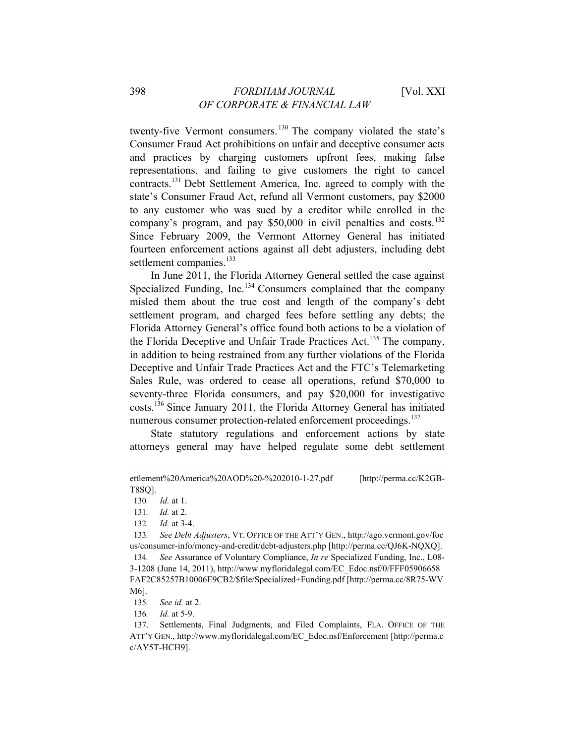twenty-five Vermont consumers.[130] The company violated the state's Consumer Fraud Act prohibitions on unfair and deceptive consumer acts and practices by charging customers upfront fees, making false representations, and failing to give customers the right to cancel contracts.[131] Debt Settlement America, Inc. agreed to comply with the state's Consumer Fraud Act, refund all Vermont customers, pay $2000 to any customer who was sued by a creditor while enrolled in the company's program, and pay $50,000 in civil penalties and costs.[132] Since February 2009, the Vermont Attorney General has initiated fourteen enforcement actions against all debt adjusters, including debt settlement companies.[133]

In June 2011, the Florida Attorney General settled the case against Specialized Funding, Inc.[134] Consumers complained that the company misled them about the true cost and length of the company's debt settlement program, and charged fees before settling any debts; the Florida Attorney General's office found both actions to be a violation of the Florida Deceptive and Unfair Trade Practices Act.[135] The company, in addition to being restrained from any further violations of the Florida Deceptive and Unfair Trade Practices Act and the FTC's Telemarketing Sales Rule, was ordered to cease all operations, refund $70,000 to seventy-three Florida consumers, and pay $20,000 for investigative costs.[136] Since January 2011, the Florida Attorney General has initiated numerous consumer protection-related enforcement proceedings.[137]

State statutory regulations and enforcement actions by state attorneys general may have helped regulate some debt settlement

---

ettlement%20America%20AOD%20-%202010-1-27.pdf [http://perma.cc/K2GB-T8SQ].

130. *Id.* at 1.

131. *Id.* at 2.

132. *Id.* at 3-4.

133. *See Debt Adjusters*, VT. OFFICE OF THE ATT'Y GEN., http://ago.vermont.gov/focus/consumer-info/money-and-credit/debt-adjusters.php [http://perma.cc/QJ6K-NQXQ].

134. *See* Assurance of Voluntary Compliance, *In re* Specialized Funding, Inc., L08-3-1208 (June 14, 2011), http://www.myfloridalegal.com/EC_Edoc.nsf/0/FFF05906658FAF2C85257B10006E9CB2/$file/Specialized+Funding.pdf [http://perma.cc/8R75-WVM6].

135. *See id.* at 2.

136. *Id.* at 5-9.

137. Settlements, Final Judgments, and Filed Complaints, FLA. OFFICE OF THE ATT'Y GEN., http://www.myfloridalegal.com/EC_Edoc.nsf/Enforcement [http://perma.cc/AY5T-HCH9].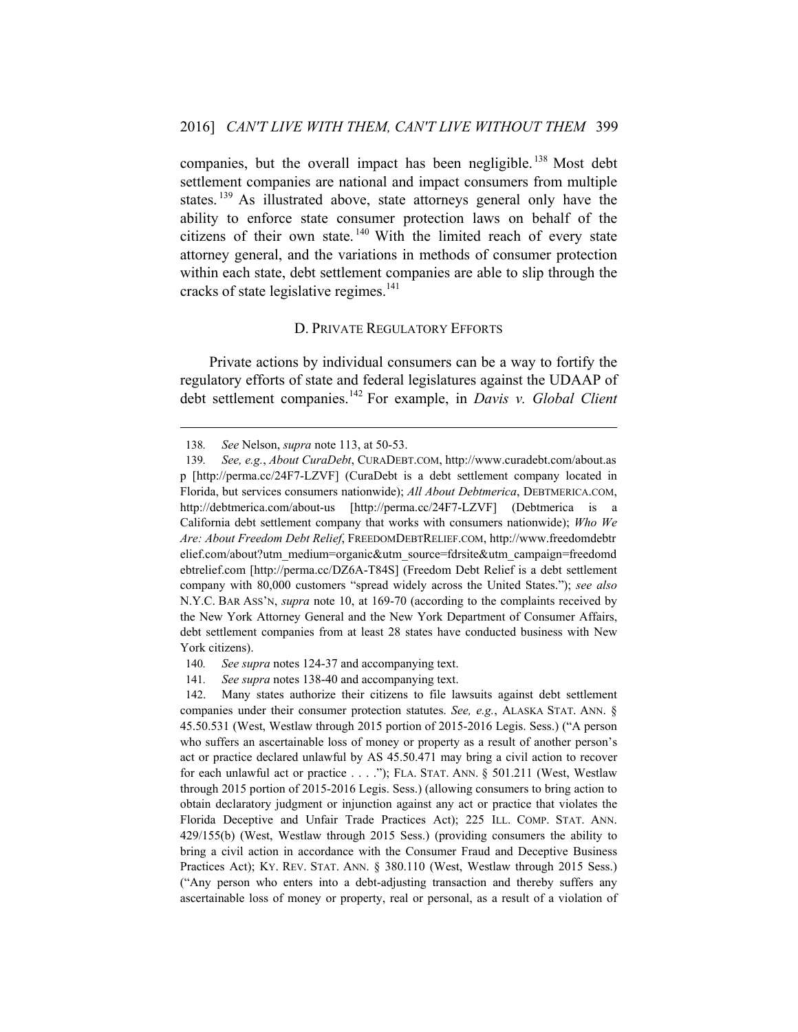companies, but the overall impact has been negligible.[138] Most debt settlement companies are national and impact consumers from multiple states.[139] As illustrated above, state attorneys general only have the ability to enforce state consumer protection laws on behalf of the citizens of their own state.[140] With the limited reach of every state attorney general, and the variations in methods of consumer protection within each state, debt settlement companies are able to slip through the cracks of state legislative regimes.[141]

### D. PRIVATE REGULATORY EFFORTS

Private actions by individual consumers can be a way to fortify the regulatory efforts of state and federal legislatures against the UDAAP of debt settlement companies.[142] For example, in *Davis v. Global Client*

---

138. *See* Nelson, *supra* note 113, at 50-53.

139. *See, e.g.*, *About CuraDebt*, CURADEBT.COM, http://www.curadebt.com/about.asp [http://perma.cc/24F7-LZVF] (CuraDebt is a debt settlement company located in Florida, but services consumers nationwide); *All About Debtmerica*, DEBTMERICA.COM, http://debtmerica.com/about-us [http://perma.cc/24F7-LZVF] (Debtmerica is a California debt settlement company that works with consumers nationwide); *Who We Are: About Freedom Debt Relief*, FREEDOMDEBTRELIEF.COM, http://www.freedomdebtrelief.com/about?utm_medium=organic&utm_source=fdrsite&utm_campaign=freedomdebtrelief.com [http://perma.cc/DZ6A-T84S] (Freedom Debt Relief is a debt settlement company with 80,000 customers "spread widely across the United States."); *see also* N.Y.C. BAR ASS'N, *supra* note 10, at 169-70 (according to the complaints received by the New York Attorney General and the New York Department of Consumer Affairs, debt settlement companies from at least 28 states have conducted business with New York citizens).

140. *See supra* notes 124-37 and accompanying text.

141. *See supra* notes 138-40 and accompanying text.

142. Many states authorize their citizens to file lawsuits against debt settlement companies under their consumer protection statutes. *See, e.g.*, ALASKA STAT. ANN. § 45.50.531 (West, Westlaw through 2015 portion of 2015-2016 Legis. Sess.) ("A person who suffers an ascertainable loss of money or property as a result of another person's act or practice declared unlawful by AS 45.50.471 may bring a civil action to recover for each unlawful act or practice . . . ."); FLA. STAT. ANN. § 501.211 (West, Westlaw through 2015 portion of 2015-2016 Legis. Sess.) (allowing consumers to bring action to obtain declaratory judgment or injunction against any act or practice that violates the Florida Deceptive and Unfair Trade Practices Act); 225 ILL. COMP. STAT. ANN. 429/155(b) (West, Westlaw through 2015 Sess.) (providing consumers the ability to bring a civil action in accordance with the Consumer Fraud and Deceptive Business Practices Act); KY. REV. STAT. ANN. § 380.110 (West, Westlaw through 2015 Sess.) ("Any person who enters into a debt-adjusting transaction and thereby suffers any ascertainable loss of money or property, real or personal, as a result of a violation of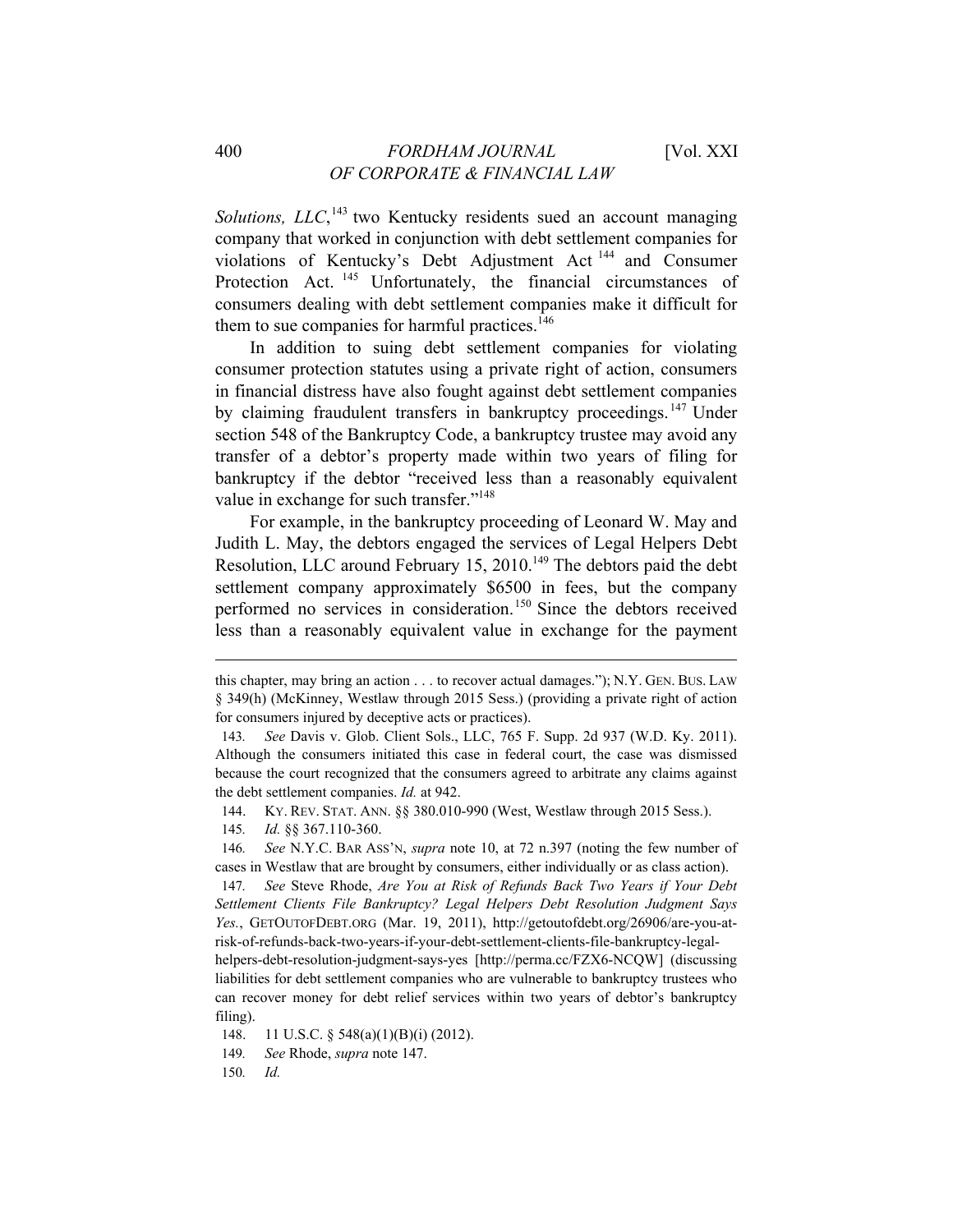*Solutions, LLC*,[143] two Kentucky residents sued an account managing company that worked in conjunction with debt settlement companies for violations of Kentucky's Debt Adjustment Act[144] and Consumer Protection Act.[145] Unfortunately, the financial circumstances of consumers dealing with debt settlement companies make it difficult for them to sue companies for harmful practices.[146]

In addition to suing debt settlement companies for violating consumer protection statutes using a private right of action, consumers in financial distress have also fought against debt settlement companies by claiming fraudulent transfers in bankruptcy proceedings.[147] Under section 548 of the Bankruptcy Code, a bankruptcy trustee may avoid any transfer of a debtor's property made within two years of filing for bankruptcy if the debtor "received less than a reasonably equivalent value in exchange for such transfer."[148]

For example, in the bankruptcy proceeding of Leonard W. May and Judith L. May, the debtors engaged the services of Legal Helpers Debt Resolution, LLC around February 15, 2010.[149] The debtors paid the debt settlement company approximately $6500 in fees, but the company performed no services in consideration.[150] Since the debtors received less than a reasonably equivalent value in exchange for the payment

---

this chapter, may bring an action . . . to recover actual damages."); N.Y. GEN. BUS. LAW § 349(h) (McKinney, Westlaw through 2015 Sess.) (providing a private right of action for consumers injured by deceptive acts or practices).

143. *See* Davis v. Glob. Client Sols., LLC, 765 F. Supp. 2d 937 (W.D. Ky. 2011). Although the consumers initiated this case in federal court, the case was dismissed because the court recognized that the consumers agreed to arbitrate any claims against the debt settlement companies. *Id.* at 942.

144. KY. REV. STAT. ANN. §§ 380.010-990 (West, Westlaw through 2015 Sess.).

145. *Id.* §§ 367.110-360.

146. *See* N.Y.C. BAR ASS'N, *supra* note 10, at 72 n.397 (noting the few number of cases in Westlaw that are brought by consumers, either individually or as class action).

147. *See* Steve Rhode, *Are You at Risk of Refunds Back Two Years if Your Debt Settlement Clients File Bankruptcy? Legal Helpers Debt Resolution Judgment Says Yes.*, GETOUTOFDEBT.ORG (Mar. 19, 2011), http://getoutofdebt.org/26906/are-you-at-risk-of-refunds-back-two-years-if-your-debt-settlement-clients-file-bankruptcy-legal-helpers-debt-resolution-judgment-says-yes [http://perma.cc/FZX6-NCQW] (discussing liabilities for debt settlement companies who are vulnerable to bankruptcy trustees who can recover money for debt relief services within two years of debtor's bankruptcy filing).

148. 11 U.S.C. § 548(a)(1)(B)(i) (2012).

149. *See* Rhode, *supra* note 147.

150. *Id.*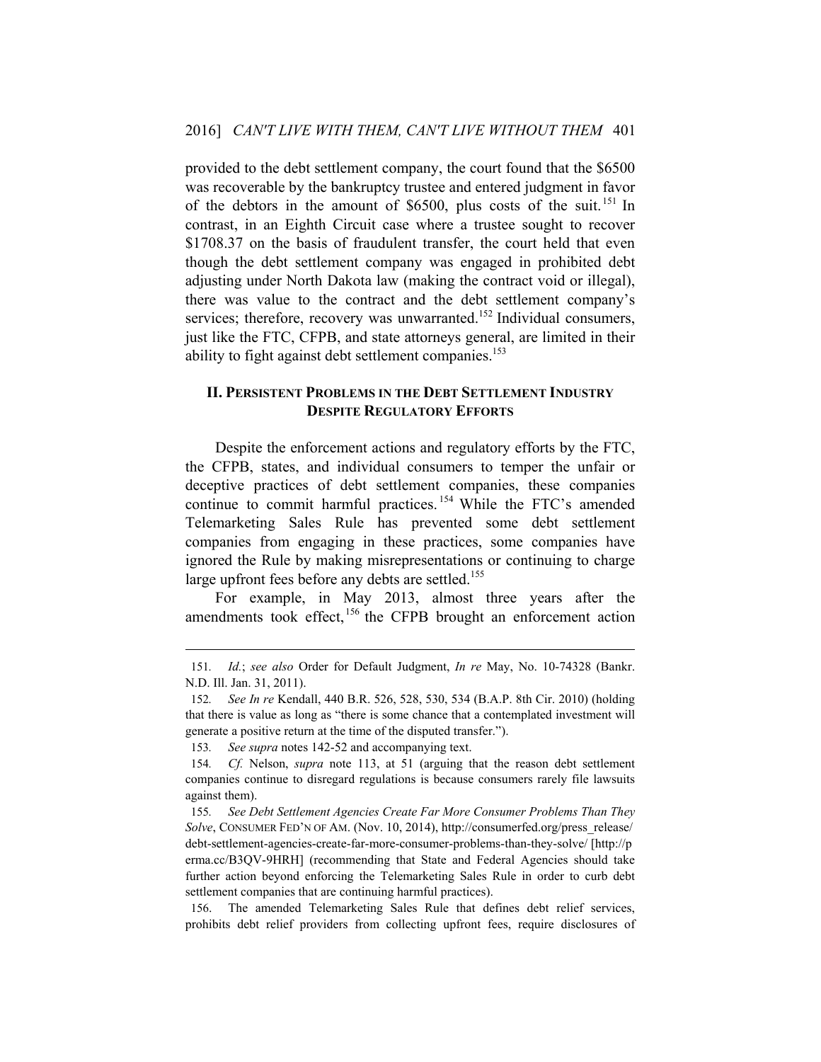provided to the debt settlement company, the court found that the $6500 was recoverable by the bankruptcy trustee and entered judgment in favor of the debtors in the amount of $6500, plus costs of the suit.[151] In contrast, in an Eighth Circuit case where a trustee sought to recover $1708.37 on the basis of fraudulent transfer, the court held that even though the debt settlement company was engaged in prohibited debt adjusting under North Dakota law (making the contract void or illegal), there was value to the contract and the debt settlement company's services; therefore, recovery was unwarranted.[152] Individual consumers, just like the FTC, CFPB, and state attorneys general, are limited in their ability to fight against debt settlement companies.[153]

## II. PERSISTENT PROBLEMS IN THE DEBT SETTLEMENT INDUSTRY DESPITE REGULATORY EFFORTS

Despite the enforcement actions and regulatory efforts by the FTC, the CFPB, states, and individual consumers to temper the unfair or deceptive practices of debt settlement companies, these companies continue to commit harmful practices.[154] While the FTC's amended Telemarketing Sales Rule has prevented some debt settlement companies from engaging in these practices, some companies have ignored the Rule by making misrepresentations or continuing to charge large upfront fees before any debts are settled.[155]

For example, in May 2013, almost three years after the amendments took effect,[156] the CFPB brought an enforcement action

---

151. *Id.*; *see also* Order for Default Judgment, *In re* May, No. 10-74328 (Bankr. N.D. Ill. Jan. 31, 2011).

152. *See In re* Kendall, 440 B.R. 526, 528, 530, 534 (B.A.P. 8th Cir. 2010) (holding that there is value as long as "there is some chance that a contemplated investment will generate a positive return at the time of the disputed transfer.").

153. *See supra* notes 142-52 and accompanying text.

154. *Cf.* Nelson, *supra* note 113, at 51 (arguing that the reason debt settlement companies continue to disregard regulations is because consumers rarely file lawsuits against them).

155. *See Debt Settlement Agencies Create Far More Consumer Problems Than They Solve*, CONSUMER FED'N OF AM. (Nov. 10, 2014), http://consumerfed.org/press_release/debt-settlement-agencies-create-far-more-consumer-problems-than-they-solve/ [http://perma.cc/B3QV-9HRH] (recommending that State and Federal Agencies should take further action beyond enforcing the Telemarketing Sales Rule in order to curb debt settlement companies that are continuing harmful practices).

156. The amended Telemarketing Sales Rule that defines debt relief services, prohibits debt relief providers from collecting upfront fees, require disclosures of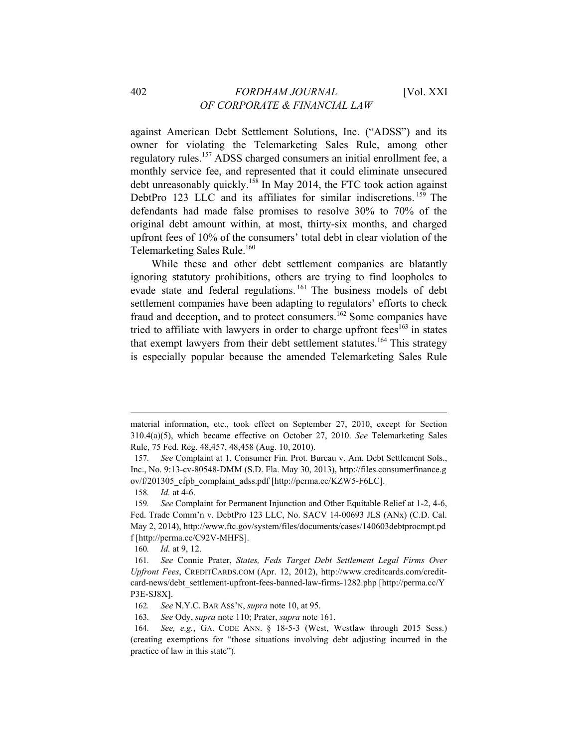against American Debt Settlement Solutions, Inc. ("ADSS") and its owner for violating the Telemarketing Sales Rule, among other regulatory rules.[157] ADSS charged consumers an initial enrollment fee, a monthly service fee, and represented that it could eliminate unsecured debt unreasonably quickly.[158] In May 2014, the FTC took action against DebtPro 123 LLC and its affiliates for similar indiscretions.[159] The defendants had made false promises to resolve 30% to 70% of the original debt amount within, at most, thirty-six months, and charged upfront fees of 10% of the consumers' total debt in clear violation of the Telemarketing Sales Rule.[160]

While these and other debt settlement companies are blatantly ignoring statutory prohibitions, others are trying to find loopholes to evade state and federal regulations.[161] The business models of debt settlement companies have been adapting to regulators' efforts to check fraud and deception, and to protect consumers.[162] Some companies have tried to affiliate with lawyers in order to charge upfront fees[163] in states that exempt lawyers from their debt settlement statutes.[164] This strategy is especially popular because the amended Telemarketing Sales Rule

---

material information, etc., took effect on September 27, 2010, except for Section 310.4(a)(5), which became effective on October 27, 2010. *See* Telemarketing Sales Rule, 75 Fed. Reg. 48,457, 48,458 (Aug. 10, 2010).

157. *See* Complaint at 1, Consumer Fin. Prot. Bureau v. Am. Debt Settlement Sols., Inc., No. 9:13-cv-80548-DMM (S.D. Fla. May 30, 2013), http://files.consumerfinance.gov/f/201305_cfpb_complaint_adss.pdf [http://perma.cc/KZW5-F6LC].

158. *Id.* at 4-6.

159. *See* Complaint for Permanent Injunction and Other Equitable Relief at 1-2, 4-6, Fed. Trade Comm'n v. DebtPro 123 LLC, No. SACV 14-00693 JLS (ANx) (C.D. Cal. May 2, 2014), http://www.ftc.gov/system/files/documents/cases/140603debtprocmpt.pdf [http://perma.cc/C92V-MHFS].

160. *Id.* at 9, 12.

161. *See* Connie Prater, *States, Feds Target Debt Settlement Legal Firms Over Upfront Fees*, CREDITCARDS.COM (Apr. 12, 2012), http://www.creditcards.com/credit-card-news/debt_settlement-upfront-fees-banned-law-firms-1282.php [http://perma.cc/YP3E-SJ8X].

162. *See* N.Y.C. BAR ASS'N, *supra* note 10, at 95.

163. *See* Ody, *supra* note 110; Prater, *supra* note 161.

164. *See, e.g.*, GA. CODE ANN. § 18-5-3 (West, Westlaw through 2015 Sess.) (creating exemptions for "those situations involving debt adjusting incurred in the practice of law in this state").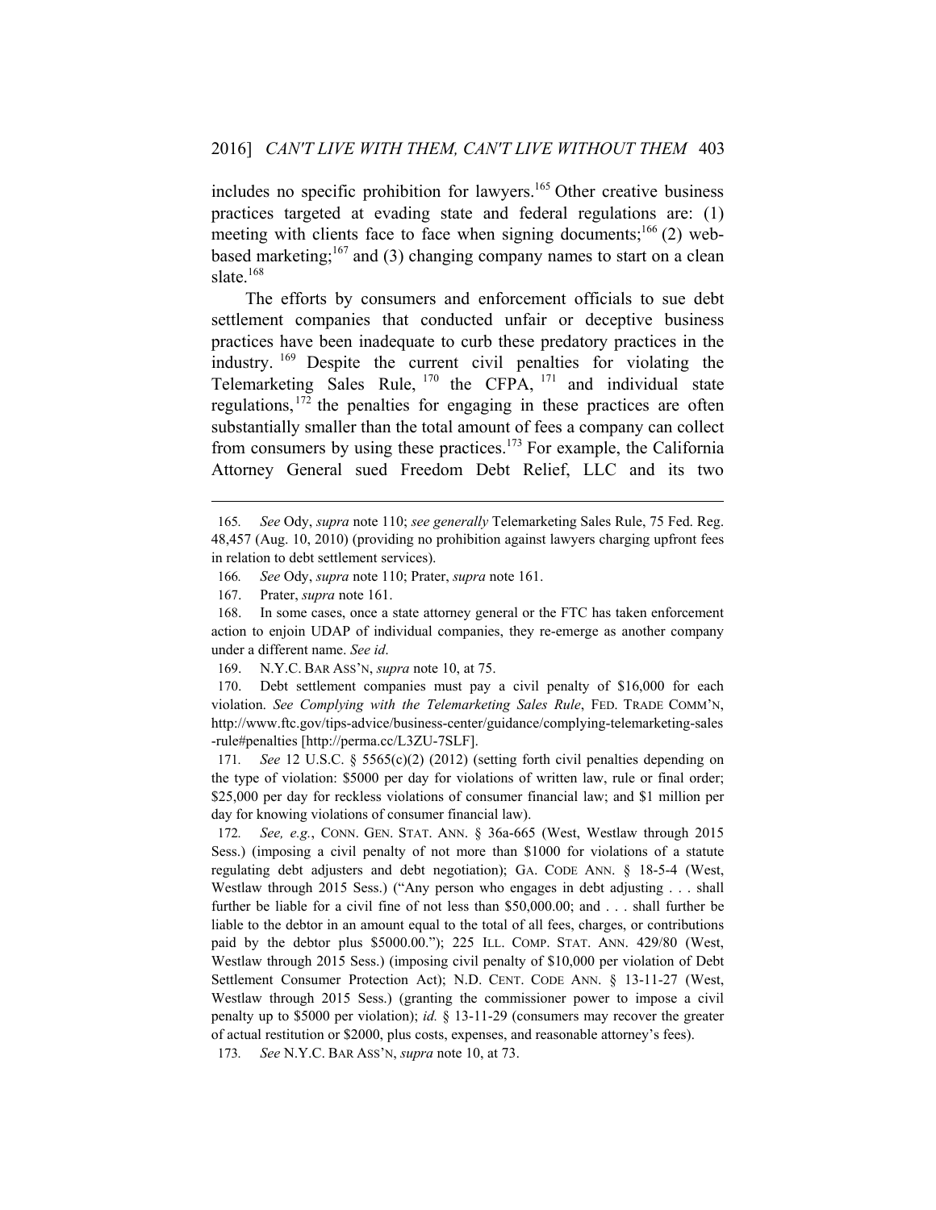includes no specific prohibition for lawyers.[165] Other creative business practices targeted at evading state and federal regulations are: (1) meeting with clients face to face when signing documents;[166] (2) web-based marketing;[167] and (3) changing company names to start on a clean slate.[168]

The efforts by consumers and enforcement officials to sue debt settlement companies that conducted unfair or deceptive business practices have been inadequate to curb these predatory practices in the industry.[169] Despite the current civil penalties for violating the Telemarketing Sales Rule,[170] the CFPA,[171] and individual state regulations,[172] the penalties for engaging in these practices are often substantially smaller than the total amount of fees a company can collect from consumers by using these practices.[173] For example, the California Attorney General sued Freedom Debt Relief, LLC and its two

---

165. *See* Ody, *supra* note 110; *see generally* Telemarketing Sales Rule, 75 Fed. Reg. 48,457 (Aug. 10, 2010) (providing no prohibition against lawyers charging upfront fees in relation to debt settlement services).

166. *See* Ody, *supra* note 110; Prater, *supra* note 161.

167. Prater, *supra* note 161.

168. In some cases, once a state attorney general or the FTC has taken enforcement action to enjoin UDAP of individual companies, they re-emerge as another company under a different name. *See id*.

169. N.Y.C. BAR ASS'N, *supra* note 10, at 75.

170. Debt settlement companies must pay a civil penalty of $16,000 for each violation. *See Complying with the Telemarketing Sales Rule*, FED. TRADE COMM'N, http://www.ftc.gov/tips-advice/business-center/guidance/complying-telemarketing-sales-rule#penalties [http://perma.cc/L3ZU-7SLF].

171. *See* 12 U.S.C. § 5565(c)(2) (2012) (setting forth civil penalties depending on the type of violation: $5000 per day for violations of written law, rule or final order; $25,000 per day for reckless violations of consumer financial law; and $1 million per day for knowing violations of consumer financial law).

172. *See, e.g.*, CONN. GEN. STAT. ANN. § 36a-665 (West, Westlaw through 2015 Sess.) (imposing a civil penalty of not more than $1000 for violations of a statute regulating debt adjusters and debt negotiation); GA. CODE ANN. § 18-5-4 (West, Westlaw through 2015 Sess.) ("Any person who engages in debt adjusting . . . shall further be liable for a civil fine of not less than $50,000.00; and . . . shall further be liable to the debtor in an amount equal to the total of all fees, charges, or contributions paid by the debtor plus $5000.00."); 225 ILL. COMP. STAT. ANN. 429/80 (West, Westlaw through 2015 Sess.) (imposing civil penalty of $10,000 per violation of Debt Settlement Consumer Protection Act); N.D. CENT. CODE ANN. § 13-11-27 (West, Westlaw through 2015 Sess.) (granting the commissioner power to impose a civil penalty up to $5000 per violation); *id.* § 13-11-29 (consumers may recover the greater of actual restitution or $2000, plus costs, expenses, and reasonable attorney's fees).

173. *See* N.Y.C. BAR ASS'N, *supra* note 10, at 73.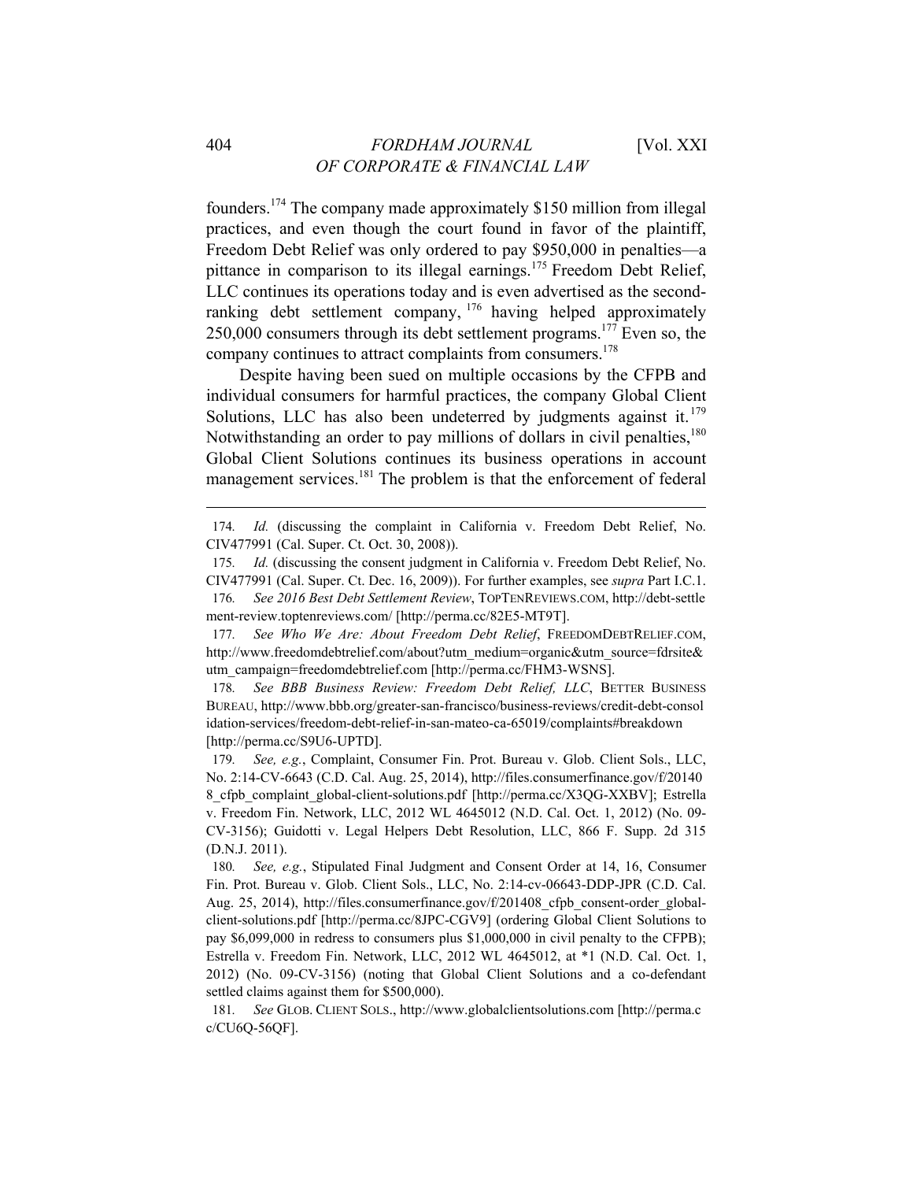founders.[174] The company made approximately $150 million from illegal practices, and even though the court found in favor of the plaintiff, Freedom Debt Relief was only ordered to pay $950,000 in penalties—a pittance in comparison to its illegal earnings.[175] Freedom Debt Relief, LLC continues its operations today and is even advertised as the second-ranking debt settlement company,[176] having helped approximately 250,000 consumers through its debt settlement programs.[177] Even so, the company continues to attract complaints from consumers.[178]

Despite having been sued on multiple occasions by the CFPB and individual consumers for harmful practices, the company Global Client Solutions, LLC has also been undeterred by judgments against it.[179] Notwithstanding an order to pay millions of dollars in civil penalties,[180] Global Client Solutions continues its business operations in account management services.[181] The problem is that the enforcement of federal

---

174. *Id.* (discussing the complaint in California v. Freedom Debt Relief, No. CIV477991 (Cal. Super. Ct. Oct. 30, 2008)).

175. *Id.* (discussing the consent judgment in California v. Freedom Debt Relief, No. CIV477991 (Cal. Super. Ct. Dec. 16, 2009)). For further examples, see *supra* Part I.C.1.

176. *See 2016 Best Debt Settlement Review*, TOPTENREVIEWS.COM, http://debt-settlement-review.toptenreviews.com/ [http://perma.cc/82E5-MT9T].

177. *See Who We Are: About Freedom Debt Relief*, FREEDOMDEBTRELIEF.COM, http://www.freedomdebtrelief.com/about?utm_medium=organic&utm_source=fdrsite&utm_campaign=freedomdebtrelief.com [http://perma.cc/FHM3-WSNS].

178. *See BBB Business Review: Freedom Debt Relief, LLC*, BETTER BUSINESS BUREAU, http://www.bbb.org/greater-san-francisco/business-reviews/credit-debt-consolidation-services/freedom-debt-relief-in-san-mateo-ca-65019/complaints#breakdown [http://perma.cc/S9U6-UPTD].

179. *See, e.g.*, Complaint, Consumer Fin. Prot. Bureau v. Glob. Client Sols., LLC, No. 2:14-CV-6643 (C.D. Cal. Aug. 25, 2014), http://files.consumerfinance.gov/f/201408_cfpb_complaint_global-client-solutions.pdf [http://perma.cc/X3QG-XXBV]; Estrella v. Freedom Fin. Network, LLC, 2012 WL 4645012 (N.D. Cal. Oct. 1, 2012) (No. 09-CV-3156); Guidotti v. Legal Helpers Debt Resolution, LLC, 866 F. Supp. 2d 315 (D.N.J. 2011).

180. *See, e.g.*, Stipulated Final Judgment and Consent Order at 14, 16, Consumer Fin. Prot. Bureau v. Glob. Client Sols., LLC, No. 2:14-cv-06643-DDP-JPR (C.D. Cal. Aug. 25, 2014), http://files.consumerfinance.gov/f/201408_cfpb_consent-order_global-client-solutions.pdf [http://perma.cc/8JPC-CGV9] (ordering Global Client Solutions to pay $6,099,000 in redress to consumers plus $1,000,000 in civil penalty to the CFPB); Estrella v. Freedom Fin. Network, LLC, 2012 WL 4645012, at *1 (N.D. Cal. Oct. 1, 2012) (No. 09-CV-3156) (noting that Global Client Solutions and a co-defendant settled claims against them for $500,000).

181. *See* GLOB. CLIENT SOLS., http://www.globalclientsolutions.com [http://perma.cc/CU6Q-56QF].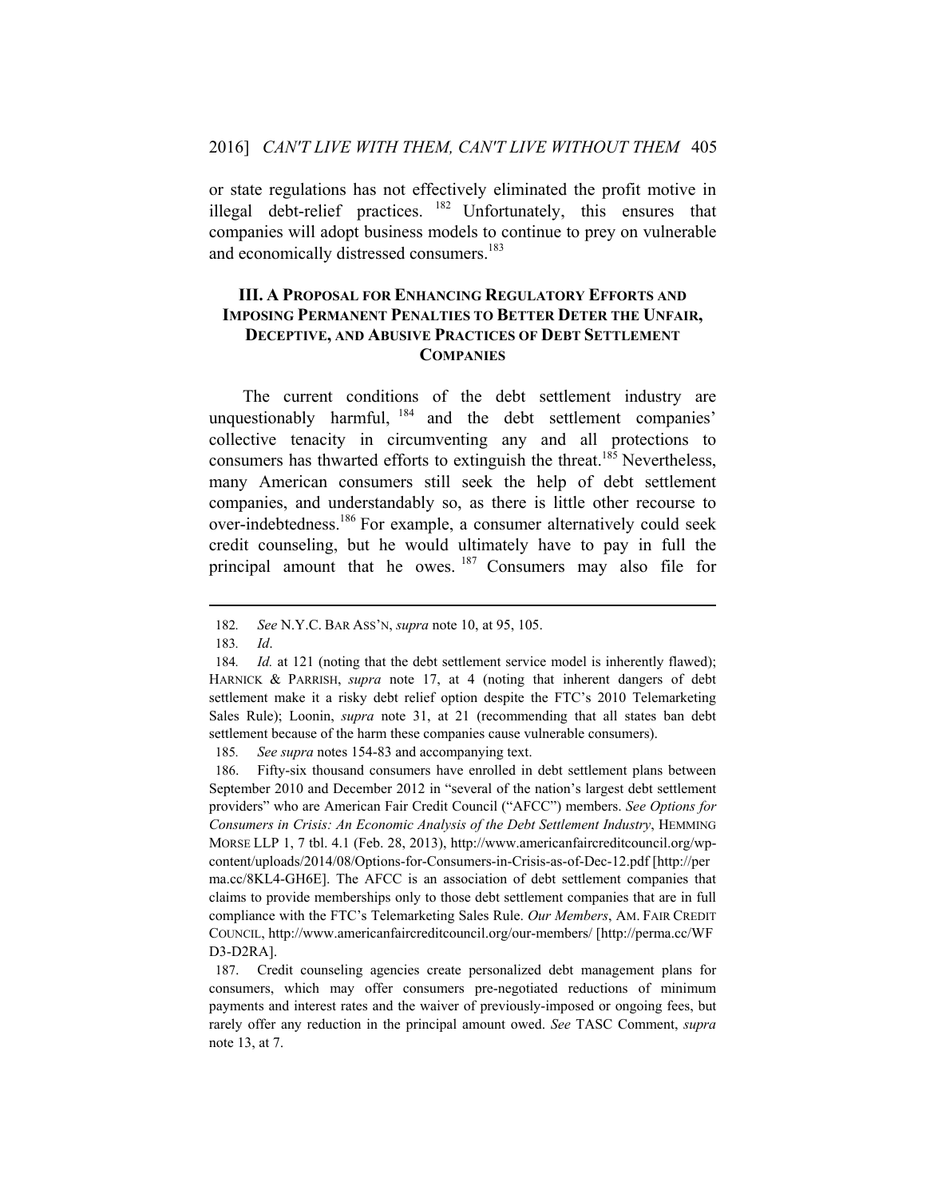or state regulations has not effectively eliminated the profit motive in illegal debt-relief practices. [182] Unfortunately, this ensures that companies will adopt business models to continue to prey on vulnerable and economically distressed consumers.[183]

## III. A Proposal for Enhancing Regulatory Efforts and Imposing Permanent Penalties to Better Deter the Unfair, Deceptive, and Abusive Practices of Debt Settlement Companies

The current conditions of the debt settlement industry are unquestionably harmful, [184] and the debt settlement companies' collective tenacity in circumventing any and all protections to consumers has thwarted efforts to extinguish the threat.[185] Nevertheless, many American consumers still seek the help of debt settlement companies, and understandably so, as there is little other recourse to over-indebtedness.[186] For example, a consumer alternatively could seek credit counseling, but he would ultimately have to pay in full the principal amount that he owes. [187] Consumers may also file for

---

182. *See* N.Y.C. Bar Ass'n, *supra* note 10, at 95, 105.

183. *Id*.

184. *Id.* at 121 (noting that the debt settlement service model is inherently flawed); Harnick & Parrish, *supra* note 17, at 4 (noting that inherent dangers of debt settlement make it a risky debt relief option despite the FTC's 2010 Telemarketing Sales Rule); Loonin, *supra* note 31, at 21 (recommending that all states ban debt settlement because of the harm these companies cause vulnerable consumers).

185. *See supra* notes 154-83 and accompanying text.

186. Fifty-six thousand consumers have enrolled in debt settlement plans between September 2010 and December 2012 in "several of the nation's largest debt settlement providers" who are American Fair Credit Council ("AFCC") members. *See Options for Consumers in Crisis: An Economic Analysis of the Debt Settlement Industry*, Hemming Morse LLP 1, 7 tbl. 4.1 (Feb. 28, 2013), http://www.americanfaircreditcouncil.org/wp-content/uploads/2014/08/Options-for-Consumers-in-Crisis-as-of-Dec-12.pdf [http://perma.cc/8KL4-GH6E]. The AFCC is an association of debt settlement companies that claims to provide memberships only to those debt settlement companies that are in full compliance with the FTC's Telemarketing Sales Rule. *Our Members*, Am. Fair Credit Council, http://www.americanfaircreditcouncil.org/our-members/ [http://perma.cc/WFD3-D2RA].

187. Credit counseling agencies create personalized debt management plans for consumers, which may offer consumers pre-negotiated reductions of minimum payments and interest rates and the waiver of previously-imposed or ongoing fees, but rarely offer any reduction in the principal amount owed. *See* TASC Comment, *supra* note 13, at 7.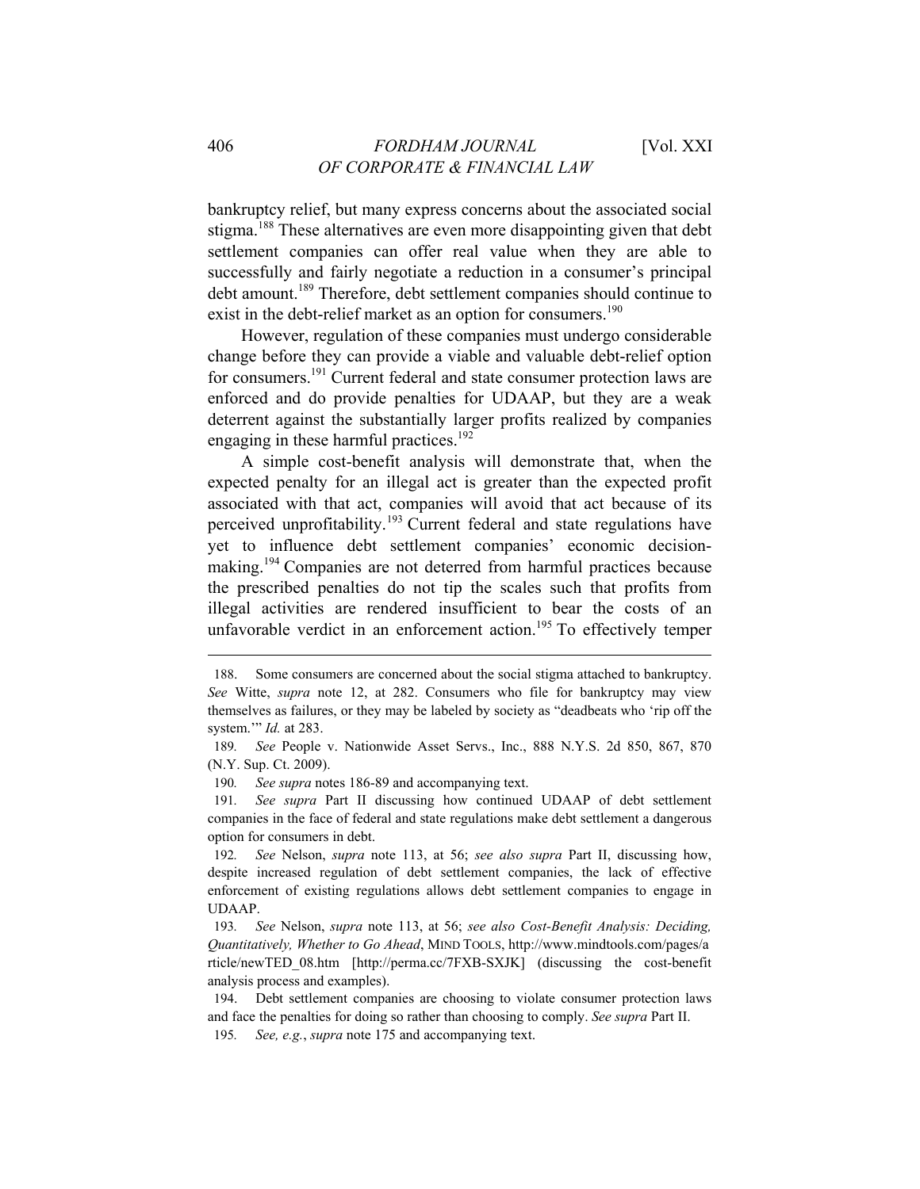bankruptcy relief, but many express concerns about the associated social stigma.[188] These alternatives are even more disappointing given that debt settlement companies can offer real value when they are able to successfully and fairly negotiate a reduction in a consumer's principal debt amount.[189] Therefore, debt settlement companies should continue to exist in the debt-relief market as an option for consumers.[190]

However, regulation of these companies must undergo considerable change before they can provide a viable and valuable debt-relief option for consumers.[191] Current federal and state consumer protection laws are enforced and do provide penalties for UDAAP, but they are a weak deterrent against the substantially larger profits realized by companies engaging in these harmful practices.[192]

A simple cost-benefit analysis will demonstrate that, when the expected penalty for an illegal act is greater than the expected profit associated with that act, companies will avoid that act because of its perceived unprofitability.[193] Current federal and state regulations have yet to influence debt settlement companies' economic decision-making.[194] Companies are not deterred from harmful practices because the prescribed penalties do not tip the scales such that profits from illegal activities are rendered insufficient to bear the costs of an unfavorable verdict in an enforcement action.[195] To effectively temper

---

188. Some consumers are concerned about the social stigma attached to bankruptcy. *See* Witte, *supra* note 12, at 282. Consumers who file for bankruptcy may view themselves as failures, or they may be labeled by society as "deadbeats who 'rip off the system.'" *Id.* at 283.

189. *See* People v. Nationwide Asset Servs., Inc., 888 N.Y.S. 2d 850, 867, 870 (N.Y. Sup. Ct. 2009).

190. *See supra* notes 186-89 and accompanying text.

191. *See supra* Part II discussing how continued UDAAP of debt settlement companies in the face of federal and state regulations make debt settlement a dangerous option for consumers in debt.

192. *See* Nelson, *supra* note 113, at 56; *see also supra* Part II, discussing how, despite increased regulation of debt settlement companies, the lack of effective enforcement of existing regulations allows debt settlement companies to engage in UDAAP.

193. *See* Nelson, *supra* note 113, at 56; *see also Cost-Benefit Analysis: Deciding, Quantitatively, Whether to Go Ahead*, MIND TOOLS, http://www.mindtools.com/pages/article/newTED_08.htm [http://perma.cc/7FXB-SXJK] (discussing the cost-benefit analysis process and examples).

194. Debt settlement companies are choosing to violate consumer protection laws and face the penalties for doing so rather than choosing to comply. *See supra* Part II.

195. *See, e.g.*, *supra* note 175 and accompanying text.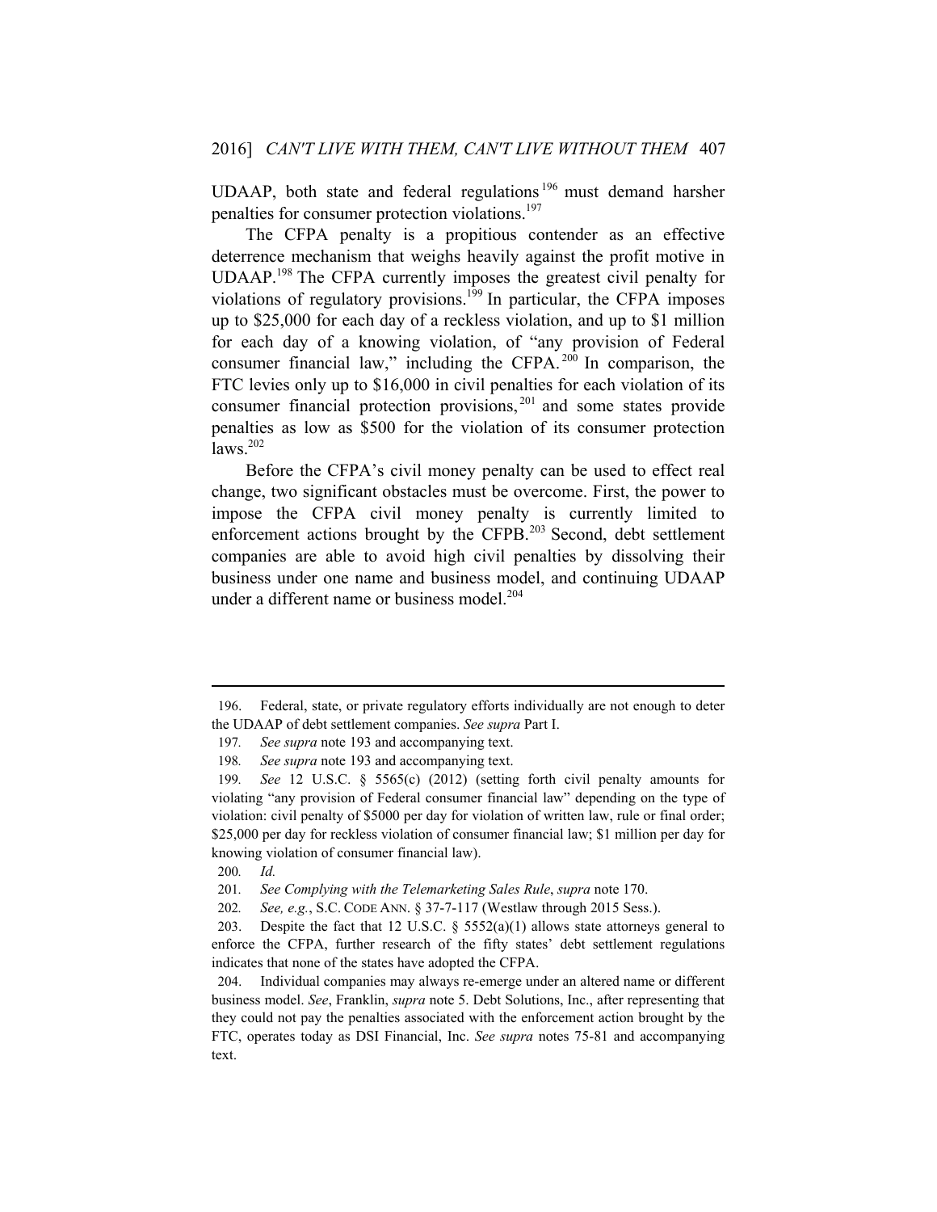UDAAP, both state and federal regulations[196] must demand harsher penalties for consumer protection violations.[197]

The CFPA penalty is a propitious contender as an effective deterrence mechanism that weighs heavily against the profit motive in UDAAP.[198] The CFPA currently imposes the greatest civil penalty for violations of regulatory provisions.[199] In particular, the CFPA imposes up to $25,000 for each day of a reckless violation, and up to $1 million for each day of a knowing violation, of "any provision of Federal consumer financial law," including the CFPA.[200] In comparison, the FTC levies only up to $16,000 in civil penalties for each violation of its consumer financial protection provisions,[201] and some states provide penalties as low as $500 for the violation of its consumer protection laws.[202]

Before the CFPA's civil money penalty can be used to effect real change, two significant obstacles must be overcome. First, the power to impose the CFPA civil money penalty is currently limited to enforcement actions brought by the CFPB.[203] Second, debt settlement companies are able to avoid high civil penalties by dissolving their business under one name and business model, and continuing UDAAP under a different name or business model.[204]

---

196. Federal, state, or private regulatory efforts individually are not enough to deter the UDAAP of debt settlement companies. *See supra* Part I.

197. *See supra* note 193 and accompanying text.

198. *See supra* note 193 and accompanying text.

199. *See* 12 U.S.C. § 5565(c) (2012) (setting forth civil penalty amounts for violating "any provision of Federal consumer financial law" depending on the type of violation: civil penalty of $5000 per day for violation of written law, rule or final order; $25,000 per day for reckless violation of consumer financial law; $1 million per day for knowing violation of consumer financial law).

200. *Id.*

201. *See Complying with the Telemarketing Sales Rule*, *supra* note 170.

202. *See, e.g.*, S.C. CODE ANN. § 37-7-117 (Westlaw through 2015 Sess.).

203. Despite the fact that 12 U.S.C. § 5552(a)(1) allows state attorneys general to enforce the CFPA, further research of the fifty states' debt settlement regulations indicates that none of the states have adopted the CFPA.

204. Individual companies may always re-emerge under an altered name or different business model. *See*, Franklin, *supra* note 5. Debt Solutions, Inc., after representing that they could not pay the penalties associated with the enforcement action brought by the FTC, operates today as DSI Financial, Inc. *See supra* notes 75-81 and accompanying text.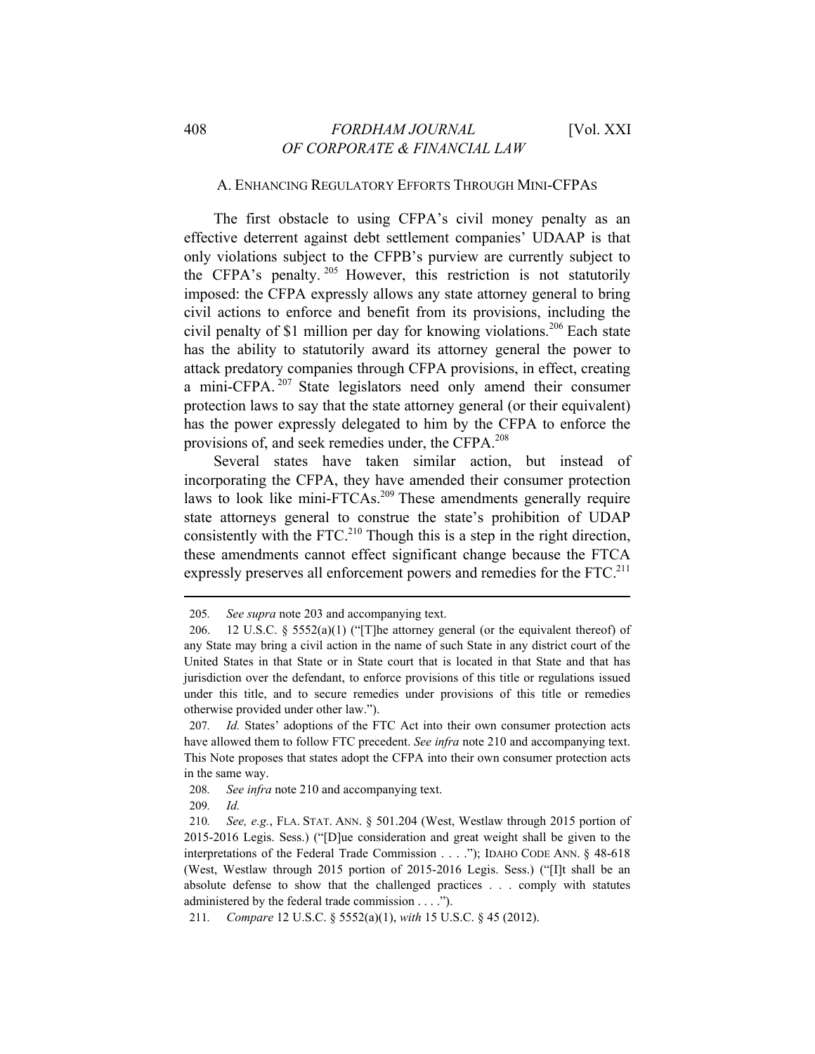### A. ENHANCING REGULATORY EFFORTS THROUGH MINI-CFPAS

The first obstacle to using CFPA's civil money penalty as an effective deterrent against debt settlement companies' UDAAP is that only violations subject to the CFPB's purview are currently subject to the CFPA's penalty.[205] However, this restriction is not statutorily imposed: the CFPA expressly allows any state attorney general to bring civil actions to enforce and benefit from its provisions, including the civil penalty of $1 million per day for knowing violations.[206] Each state has the ability to statutorily award its attorney general the power to attack predatory companies through CFPA provisions, in effect, creating a mini-CFPA.[207] State legislators need only amend their consumer protection laws to say that the state attorney general (or their equivalent) has the power expressly delegated to him by the CFPA to enforce the provisions of, and seek remedies under, the CFPA.[208]

Several states have taken similar action, but instead of incorporating the CFPA, they have amended their consumer protection laws to look like mini-FTCAs.[209] These amendments generally require state attorneys general to construe the state's prohibition of UDAP consistently with the FTC.[210] Though this is a step in the right direction, these amendments cannot effect significant change because the FTCA expressly preserves all enforcement powers and remedies for the FTC.[211]

---

205. *See supra* note 203 and accompanying text.

206. 12 U.S.C. § 5552(a)(1) ("[T]he attorney general (or the equivalent thereof) of any State may bring a civil action in the name of such State in any district court of the United States in that State or in State court that is located in that State and that has jurisdiction over the defendant, to enforce provisions of this title or regulations issued under this title, and to secure remedies under provisions of this title or remedies otherwise provided under other law.").

207. *Id.* States' adoptions of the FTC Act into their own consumer protection acts have allowed them to follow FTC precedent. *See infra* note 210 and accompanying text. This Note proposes that states adopt the CFPA into their own consumer protection acts in the same way.

208. *See infra* note 210 and accompanying text.

209. *Id.*

210. *See, e.g.*, FLA. STAT. ANN. § 501.204 (West, Westlaw through 2015 portion of 2015-2016 Legis. Sess.) ("[D]ue consideration and great weight shall be given to the interpretations of the Federal Trade Commission . . . ."); IDAHO CODE ANN. § 48-618 (West, Westlaw through 2015 portion of 2015-2016 Legis. Sess.) ("[I]t shall be an absolute defense to show that the challenged practices . . . comply with statutes administered by the federal trade commission . . . .").

211. *Compare* 12 U.S.C. § 5552(a)(1), *with* 15 U.S.C. § 45 (2012).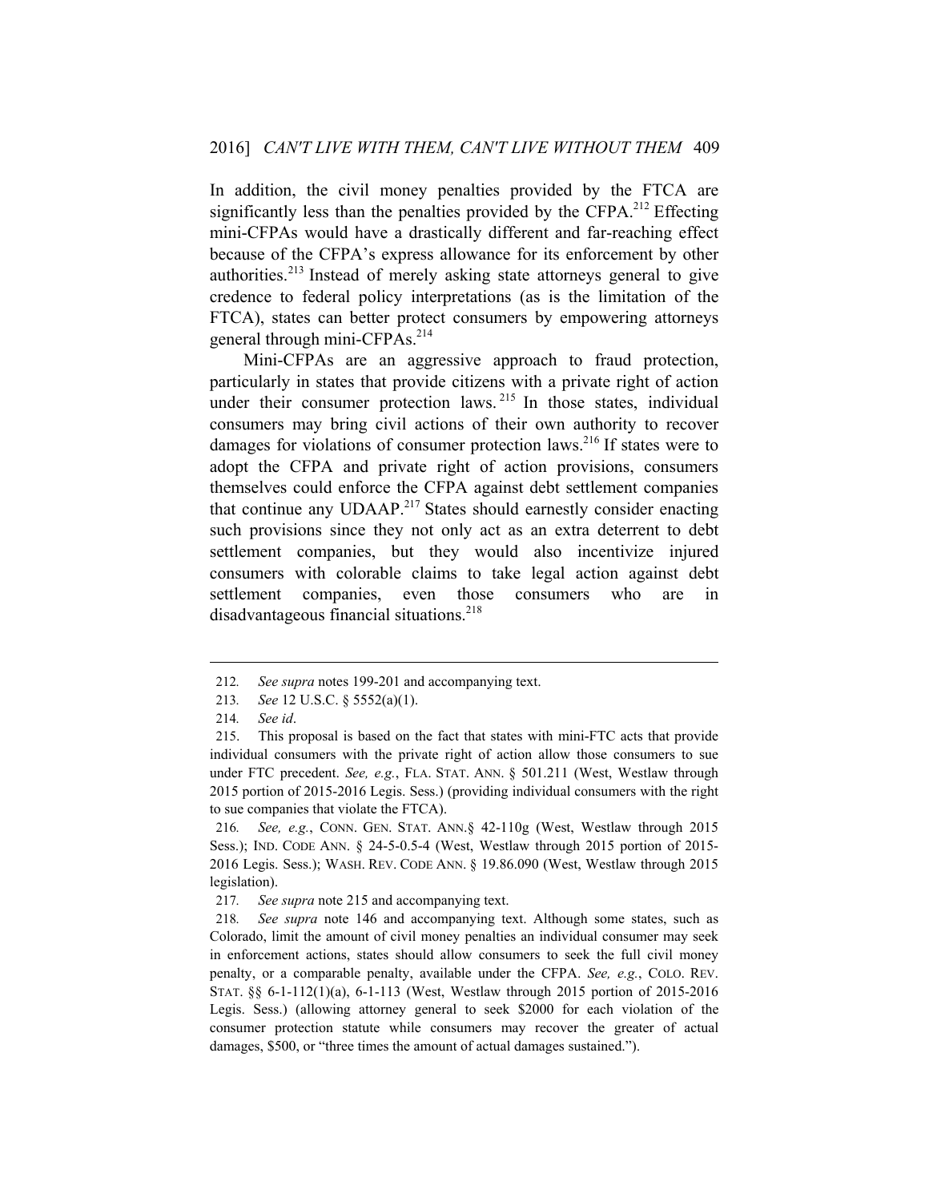In addition, the civil money penalties provided by the FTCA are significantly less than the penalties provided by the CFPA.[212] Effecting mini-CFPAs would have a drastically different and far-reaching effect because of the CFPA's express allowance for its enforcement by other authorities.[213] Instead of merely asking state attorneys general to give credence to federal policy interpretations (as is the limitation of the FTCA), states can better protect consumers by empowering attorneys general through mini-CFPAs.[214]

Mini-CFPAs are an aggressive approach to fraud protection, particularly in states that provide citizens with a private right of action under their consumer protection laws.[215] In those states, individual consumers may bring civil actions of their own authority to recover damages for violations of consumer protection laws.[216] If states were to adopt the CFPA and private right of action provisions, consumers themselves could enforce the CFPA against debt settlement companies that continue any UDAAP.[217] States should earnestly consider enacting such provisions since they not only act as an extra deterrent to debt settlement companies, but they would also incentivize injured consumers with colorable claims to take legal action against debt settlement companies, even those consumers who are in disadvantageous financial situations.[218]

---

212. *See supra* notes 199-201 and accompanying text.

213. *See* 12 U.S.C. § 5552(a)(1).

214. *See id*.

215. This proposal is based on the fact that states with mini-FTC acts that provide individual consumers with the private right of action allow those consumers to sue under FTC precedent. *See, e.g.*, FLA. STAT. ANN. § 501.211 (West, Westlaw through 2015 portion of 2015-2016 Legis. Sess.) (providing individual consumers with the right to sue companies that violate the FTCA).

216. *See, e.g.*, CONN. GEN. STAT. ANN.§ 42-110g (West, Westlaw through 2015 Sess.); IND. CODE ANN. § 24-5-0.5-4 (West, Westlaw through 2015 portion of 2015-2016 Legis. Sess.); WASH. REV. CODE ANN. § 19.86.090 (West, Westlaw through 2015 legislation).

217. *See supra* note 215 and accompanying text.

218. *See supra* note 146 and accompanying text. Although some states, such as Colorado, limit the amount of civil money penalties an individual consumer may seek in enforcement actions, states should allow consumers to seek the full civil money penalty, or a comparable penalty, available under the CFPA. *See, e.g.*, COLO. REV. STAT. §§ 6-1-112(1)(a), 6-1-113 (West, Westlaw through 2015 portion of 2015-2016 Legis. Sess.) (allowing attorney general to seek $2000 for each violation of the consumer protection statute while consumers may recover the greater of actual damages, $500, or "three times the amount of actual damages sustained.").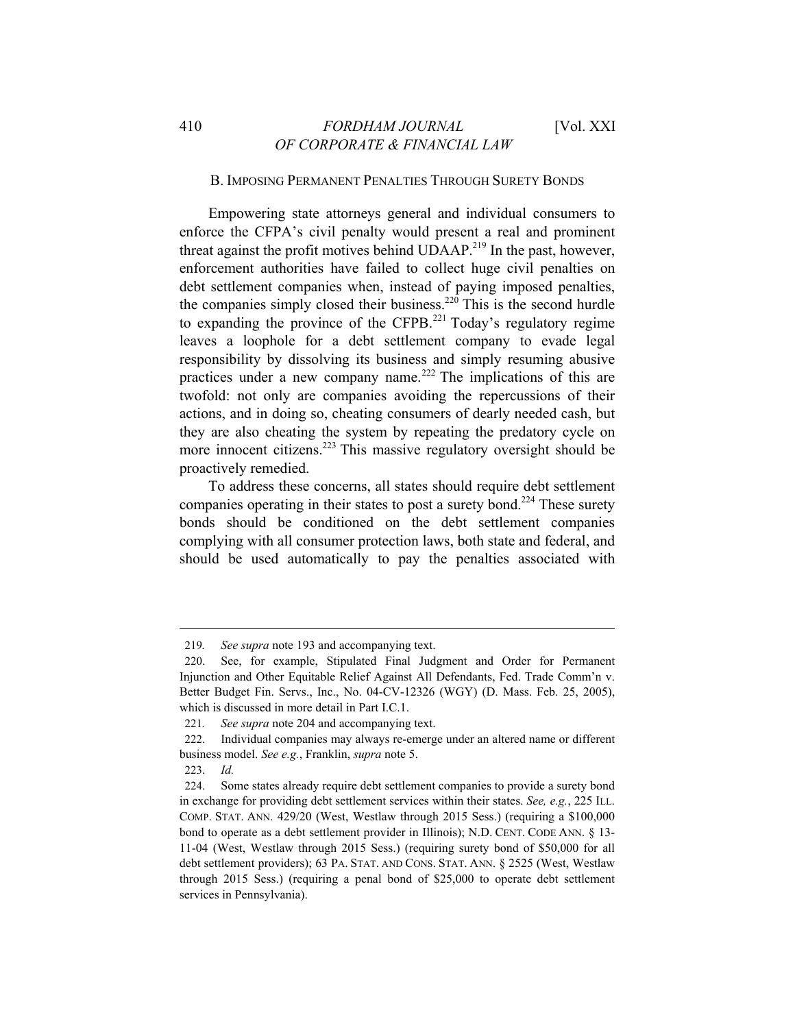### B. Imposing Permanent Penalties Through Surety Bonds

Empowering state attorneys general and individual consumers to enforce the CFPA's civil penalty would present a real and prominent threat against the profit motives behind UDAAP.[219] In the past, however, enforcement authorities have failed to collect huge civil penalties on debt settlement companies when, instead of paying imposed penalties, the companies simply closed their business.[220] This is the second hurdle to expanding the province of the CFPB.[221] Today's regulatory regime leaves a loophole for a debt settlement company to evade legal responsibility by dissolving its business and simply resuming abusive practices under a new company name.[222] The implications of this are twofold: not only are companies avoiding the repercussions of their actions, and in doing so, cheating consumers of dearly needed cash, but they are also cheating the system by repeating the predatory cycle on more innocent citizens.[223] This massive regulatory oversight should be proactively remedied.

To address these concerns, all states should require debt settlement companies operating in their states to post a surety bond.[224] These surety bonds should be conditioned on the debt settlement companies complying with all consumer protection laws, both state and federal, and should be used automatically to pay the penalties associated with

---

219. *See supra* note 193 and accompanying text.

220. See, for example, Stipulated Final Judgment and Order for Permanent Injunction and Other Equitable Relief Against All Defendants, Fed. Trade Comm'n v. Better Budget Fin. Servs., Inc., No. 04-CV-12326 (WGY) (D. Mass. Feb. 25, 2005), which is discussed in more detail in Part I.C.1.

221. *See supra* note 204 and accompanying text.

222. Individual companies may always re-emerge under an altered name or different business model. *See e.g.*, Franklin, *supra* note 5.

223. *Id.*

224. Some states already require debt settlement companies to provide a surety bond in exchange for providing debt settlement services within their states. *See, e.g.*, 225 ILL. COMP. STAT. ANN. 429/20 (West, Westlaw through 2015 Sess.) (requiring a $100,000 bond to operate as a debt settlement provider in Illinois); N.D. CENT. CODE ANN. § 13-11-04 (West, Westlaw through 2015 Sess.) (requiring surety bond of $50,000 for all debt settlement providers); 63 PA. STAT. AND CONS. STAT. ANN. § 2525 (West, Westlaw through 2015 Sess.) (requiring a penal bond of $25,000 to operate debt settlement services in Pennsylvania).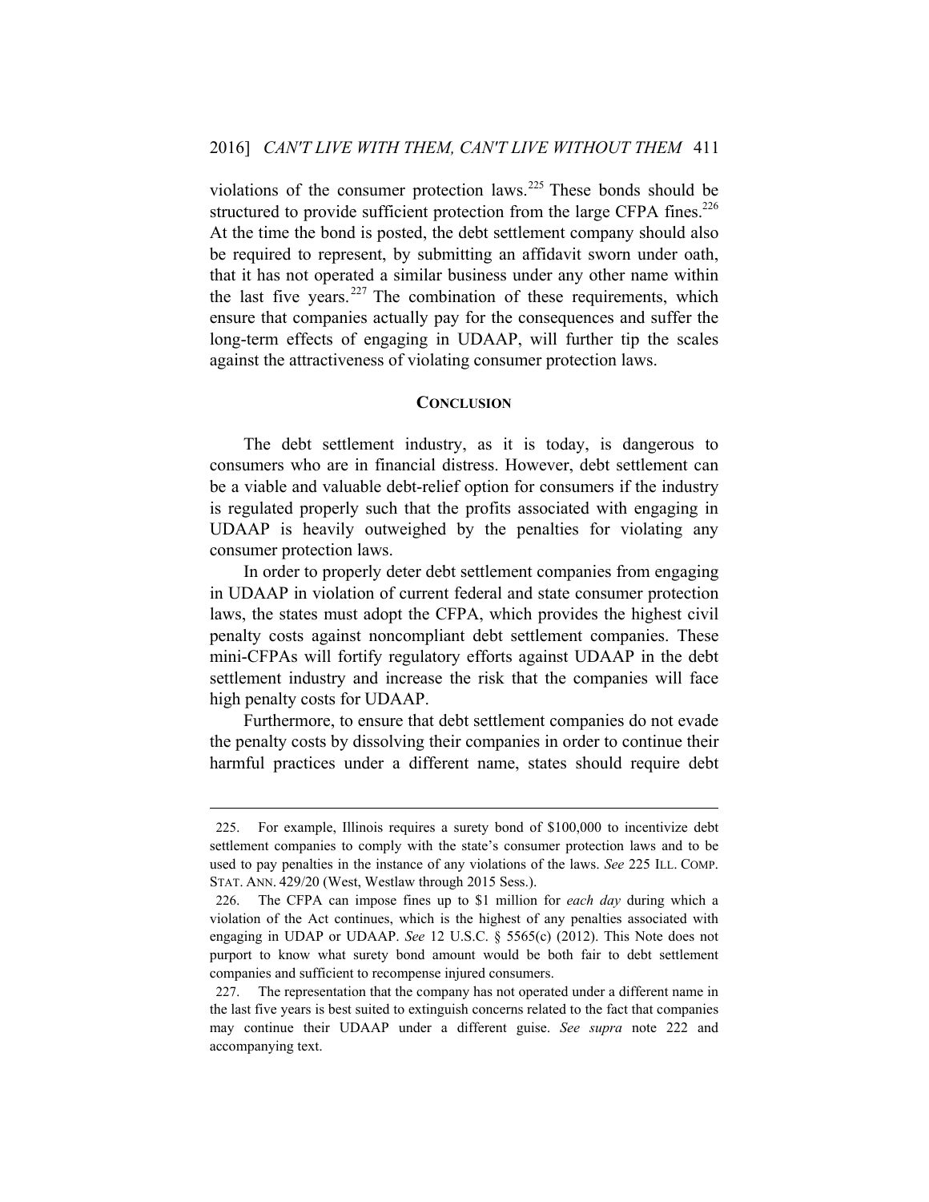violations of the consumer protection laws.[225] These bonds should be structured to provide sufficient protection from the large CFPA fines.[226] At the time the bond is posted, the debt settlement company should also be required to represent, by submitting an affidavit sworn under oath, that it has not operated a similar business under any other name within the last five years.[227] The combination of these requirements, which ensure that companies actually pay for the consequences and suffer the long-term effects of engaging in UDAAP, will further tip the scales against the attractiveness of violating consumer protection laws.

## CONCLUSION

The debt settlement industry, as it is today, is dangerous to consumers who are in financial distress. However, debt settlement can be a viable and valuable debt-relief option for consumers if the industry is regulated properly such that the profits associated with engaging in UDAAP is heavily outweighed by the penalties for violating any consumer protection laws.

In order to properly deter debt settlement companies from engaging in UDAAP in violation of current federal and state consumer protection laws, the states must adopt the CFPA, which provides the highest civil penalty costs against noncompliant debt settlement companies. These mini-CFPAs will fortify regulatory efforts against UDAAP in the debt settlement industry and increase the risk that the companies will face high penalty costs for UDAAP.

Furthermore, to ensure that debt settlement companies do not evade the penalty costs by dissolving their companies in order to continue their harmful practices under a different name, states should require debt

---

225. For example, Illinois requires a surety bond of $100,000 to incentivize debt settlement companies to comply with the state's consumer protection laws and to be used to pay penalties in the instance of any violations of the laws. *See* 225 ILL. COMP. STAT. ANN. 429/20 (West, Westlaw through 2015 Sess.).

226. The CFPA can impose fines up to $1 million for *each day* during which a violation of the Act continues, which is the highest of any penalties associated with engaging in UDAP or UDAAP. *See* 12 U.S.C. § 5565(c) (2012). This Note does not purport to know what surety bond amount would be both fair to debt settlement companies and sufficient to recompense injured consumers.

227. The representation that the company has not operated under a different name in the last five years is best suited to extinguish concerns related to the fact that companies may continue their UDAAP under a different guise. *See supra* note 222 and accompanying text.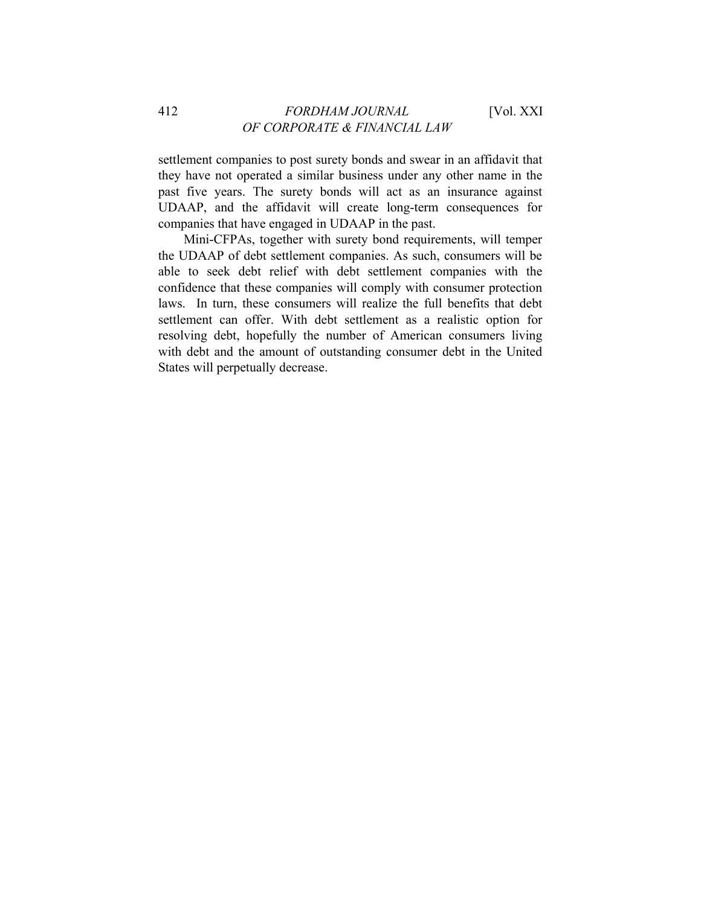settlement companies to post surety bonds and swear in an affidavit that they have not operated a similar business under any other name in the past five years. The surety bonds will act as an insurance against UDAAP, and the affidavit will create long-term consequences for companies that have engaged in UDAAP in the past.

Mini-CFPAs, together with surety bond requirements, will temper the UDAAP of debt settlement companies. As such, consumers will be able to seek debt relief with debt settlement companies with the confidence that these companies will comply with consumer protection laws. In turn, these consumers will realize the full benefits that debt settlement can offer. With debt settlement as a realistic option for resolving debt, hopefully the number of American consumers living with debt and the amount of outstanding consumer debt in the United States will perpetually decrease.